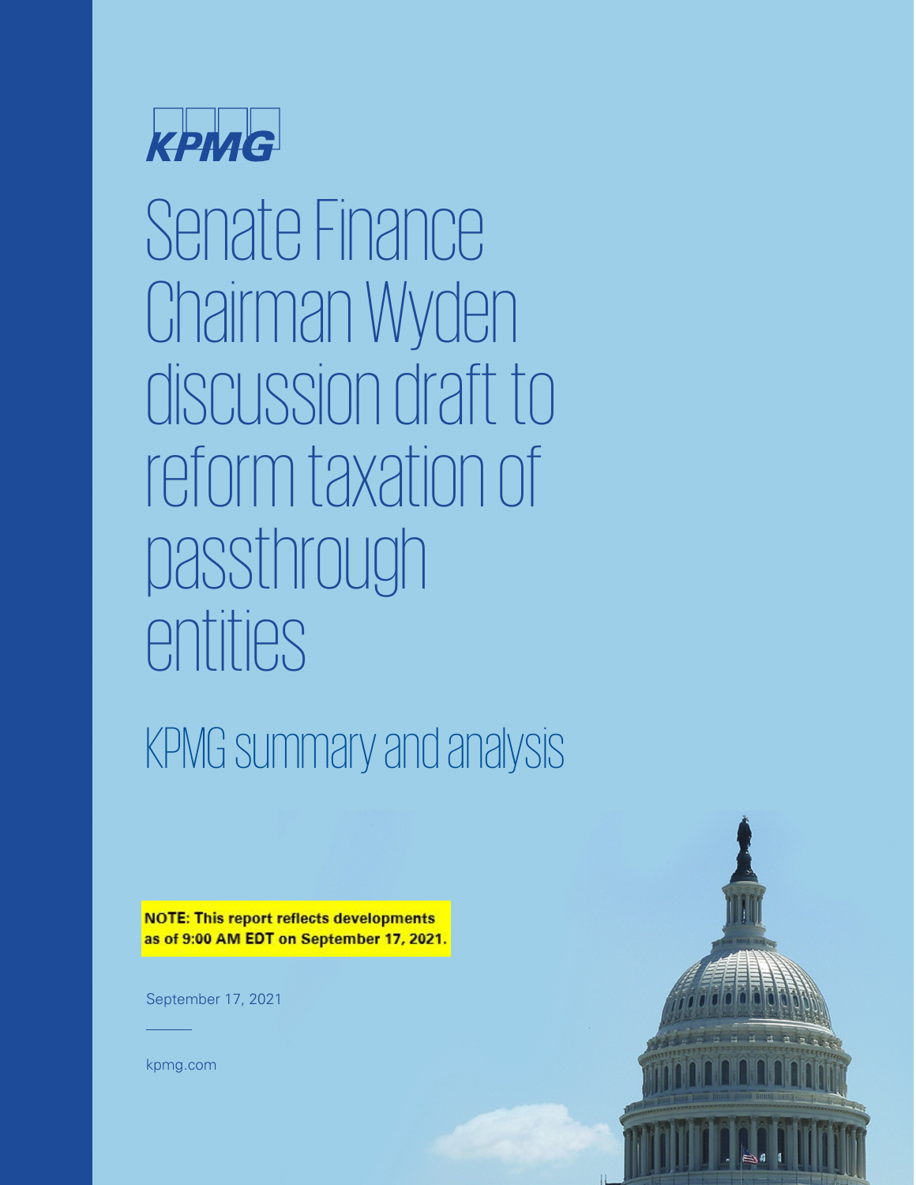KPMG

# Senate Finance Chairman Wyden discussion draft to reform taxation of passthrough entities

## KPMG summary and analysis

**NOTE: This report reflects developments as of 9:00 AM EDT on September 17, 2021.**

September 17, 2021

kpmg.com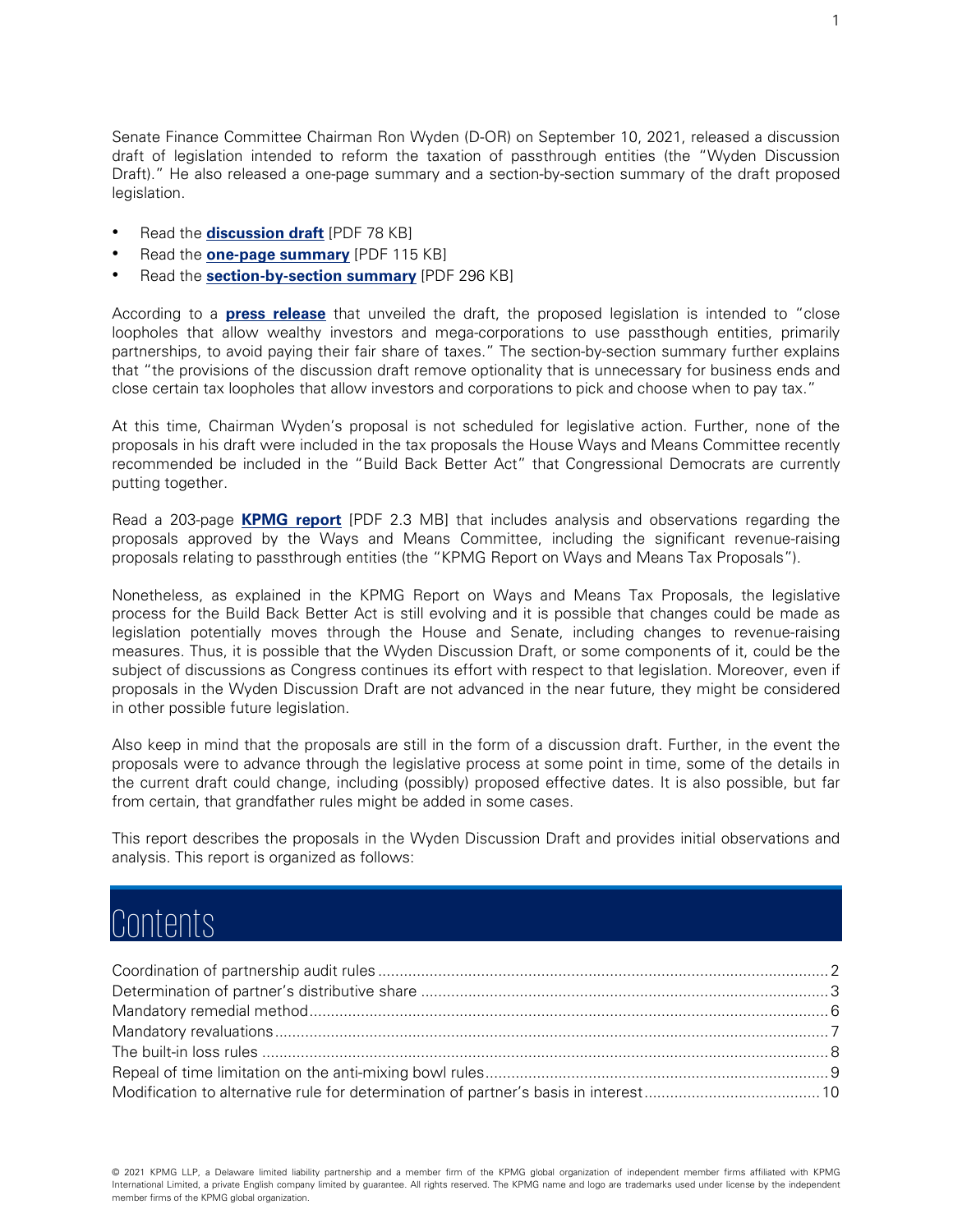Senate Finance Committee Chairman Ron Wyden (D-OR) on September 10, 2021, released a discussion draft of legislation intended to reform the taxation of passthrough entities (the "Wyden Discussion Draft)." He also released a one-page summary and a section-by-section summary of the draft proposed legislation.

- Read the **discussion draft** [PDF 78 KB]
- Read the **one-page summary** [PDF 115 KB]
- Read the **section-by-section summary** [PDF 296 KB]

According to a **press release** that unveiled the draft, the proposed legislation is intended to "close loopholes that allow wealthy investors and mega-corporations to use passthough entities, primarily partnerships, to avoid paying their fair share of taxes." The section-by-section summary further explains that "the provisions of the discussion draft remove optionality that is unnecessary for business ends and close certain tax loopholes that allow investors and corporations to pick and choose when to pay tax."

At this time, Chairman Wyden's proposal is not scheduled for legislative action. Further, none of the proposals in his draft were included in the tax proposals the House Ways and Means Committee recently recommended be included in the "Build Back Better Act" that Congressional Democrats are currently putting together.

Read a 203-page **KPMG report** [PDF 2.3 MB] that includes analysis and observations regarding the proposals approved by the Ways and Means Committee, including the significant revenue-raising proposals relating to passthrough entities (the "KPMG Report on Ways and Means Tax Proposals").

Nonetheless, as explained in the KPMG Report on Ways and Means Tax Proposals, the legislative process for the Build Back Better Act is still evolving and it is possible that changes could be made as legislation potentially moves through the House and Senate, including changes to revenue-raising measures. Thus, it is possible that the Wyden Discussion Draft, or some components of it, could be the subject of discussions as Congress continues its effort with respect to that legislation. Moreover, even if proposals in the Wyden Discussion Draft are not advanced in the near future, they might be considered in other possible future legislation.

Also keep in mind that the proposals are still in the form of a discussion draft. Further, in the event the proposals were to advance through the legislative process at some point in time, some of the details in the current draft could change, including (possibly) proposed effective dates. It is also possible, but far from certain, that grandfather rules might be added in some cases.

This report describes the proposals in the Wyden Discussion Draft and provides initial observations and analysis. This report is organized as follows:

# Contents

- Coordination of partnership audit rules ..... 2
- Determination of partner's distributive share ..... 3
- Mandatory remedial method ..... 6
- Mandatory revaluations ..... 7
- The built-in loss rules ..... 8
- Repeal of time limitation on the anti-mixing bowl rules ..... 9
- Modification to alternative rule for determination of partner's basis in interest ..... 10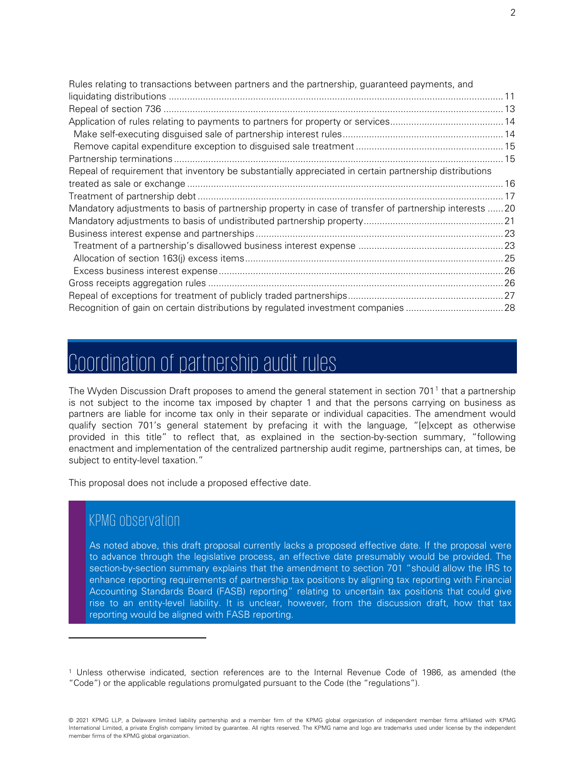Rules relating to transactions between partners and the partnership, guaranteed payments, and liquidating distributions ............ 11
Repeal of section 736 ............ 13
Application of rules relating to payments to partners for property or services ............ 14
  Make self-executing disguised sale of partnership interest rules ............ 14
  Remove capital expenditure exception to disguised sale treatment ............ 15
Partnership terminations ............ 15
Repeal of requirement that inventory be substantially appreciated in certain partnership distributions treated as sale or exchange ............ 16
Treatment of partnership debt ............ 17
Mandatory adjustments to basis of partnership property in case of transfer of partnership interests ............ 20
Mandatory adjustments to basis of undistributed partnership property ............ 21
Business interest expense and partnerships ............ 23
  Treatment of a partnership's disallowed business interest expense ............ 23
  Allocation of section 163(j) excess items ............ 25
  Excess business interest expense ............ 26
Gross receipts aggregation rules ............ 26
Repeal of exceptions for treatment of publicly traded partnerships ............ 27
Recognition of gain on certain distributions by regulated investment companies ............ 28

# Coordination of partnership audit rules

The Wyden Discussion Draft proposes to amend the general statement in section 701[1] that a partnership is not subject to the income tax imposed by chapter 1 and that the persons carrying on business as partners are liable for income tax only in their separate or individual capacities. The amendment would qualify section 701's general statement by prefacing it with the language, "[e]xcept as otherwise provided in this title" to reflect that, as explained in the section-by-section summary, "following enactment and implementation of the centralized partnership audit regime, partnerships can, at times, be subject to entity-level taxation."

This proposal does not include a proposed effective date.

## KPMG observation

As noted above, this draft proposal currently lacks a proposed effective date. If the proposal were to advance through the legislative process, an effective date presumably would be provided. The section-by-section summary explains that the amendment to section 701 "should allow the IRS to enhance reporting requirements of partnership tax positions by aligning tax reporting with Financial Accounting Standards Board (FASB) reporting" relating to uncertain tax positions that could give rise to an entity-level liability. It is unclear, however, from the discussion draft, how that tax reporting would be aligned with FASB reporting.

---

[1] Unless otherwise indicated, section references are to the Internal Revenue Code of 1986, as amended (the "Code") or the applicable regulations promulgated pursuant to the Code (the "regulations").

© 2021 KPMG LLP, a Delaware limited liability partnership and a member firm of the KPMG global organization of independent member firms affiliated with KPMG International Limited, a private English company limited by guarantee. All rights reserved. The KPMG name and logo are trademarks used under license by the independent member firms of the KPMG global organization.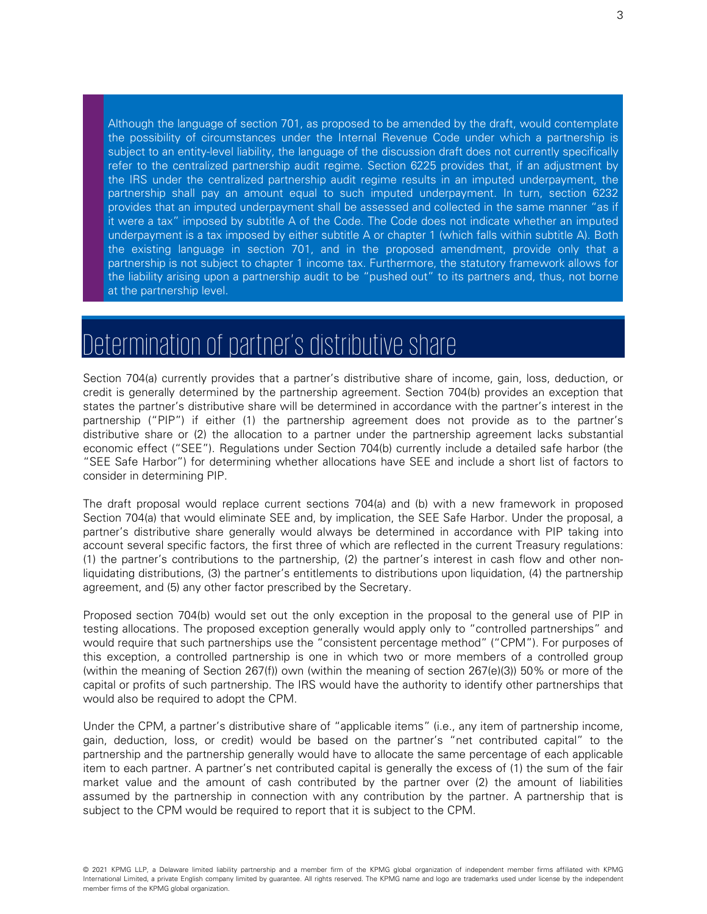Although the language of section 701, as proposed to be amended by the draft, would contemplate the possibility of circumstances under the Internal Revenue Code under which a partnership is subject to an entity-level liability, the language of the discussion draft does not currently specifically refer to the centralized partnership audit regime. Section 6225 provides that, if an adjustment by the IRS under the centralized partnership audit regime results in an imputed underpayment, the partnership shall pay an amount equal to such imputed underpayment. In turn, section 6232 provides that an imputed underpayment shall be assessed and collected in the same manner "as if it were a tax" imposed by subtitle A of the Code. The Code does not indicate whether an imputed underpayment is a tax imposed by either subtitle A or chapter 1 (which falls within subtitle A). Both the existing language in section 701, and in the proposed amendment, provide only that a partnership is not subject to chapter 1 income tax. Furthermore, the statutory framework allows for the liability arising upon a partnership audit to be "pushed out" to its partners and, thus, not borne at the partnership level.

## Determination of partner's distributive share

Section 704(a) currently provides that a partner's distributive share of income, gain, loss, deduction, or credit is generally determined by the partnership agreement. Section 704(b) provides an exception that states the partner's distributive share will be determined in accordance with the partner's interest in the partnership ("PIP") if either (1) the partnership agreement does not provide as to the partner's distributive share or (2) the allocation to a partner under the partnership agreement lacks substantial economic effect ("SEE"). Regulations under Section 704(b) currently include a detailed safe harbor (the "SEE Safe Harbor") for determining whether allocations have SEE and include a short list of factors to consider in determining PIP.

The draft proposal would replace current sections 704(a) and (b) with a new framework in proposed Section 704(a) that would eliminate SEE and, by implication, the SEE Safe Harbor. Under the proposal, a partner's distributive share generally would always be determined in accordance with PIP taking into account several specific factors, the first three of which are reflected in the current Treasury regulations: (1) the partner's contributions to the partnership, (2) the partner's interest in cash flow and other non-liquidating distributions, (3) the partner's entitlements to distributions upon liquidation, (4) the partnership agreement, and (5) any other factor prescribed by the Secretary.

Proposed section 704(b) would set out the only exception in the proposal to the general use of PIP in testing allocations. The proposed exception generally would apply only to "controlled partnerships" and would require that such partnerships use the "consistent percentage method" ("CPM"). For purposes of this exception, a controlled partnership is one in which two or more members of a controlled group (within the meaning of Section 267(f)) own (within the meaning of section 267(e)(3)) 50% or more of the capital or profits of such partnership. The IRS would have the authority to identify other partnerships that would also be required to adopt the CPM.

Under the CPM, a partner's distributive share of "applicable items" (i.e., any item of partnership income, gain, deduction, loss, or credit) would be based on the partner's "net contributed capital" to the partnership and the partnership generally would have to allocate the same percentage of each applicable item to each partner. A partner's net contributed capital is generally the excess of (1) the sum of the fair market value and the amount of cash contributed by the partner over (2) the amount of liabilities assumed by the partnership in connection with any contribution by the partner. A partnership that is subject to the CPM would be required to report that it is subject to the CPM.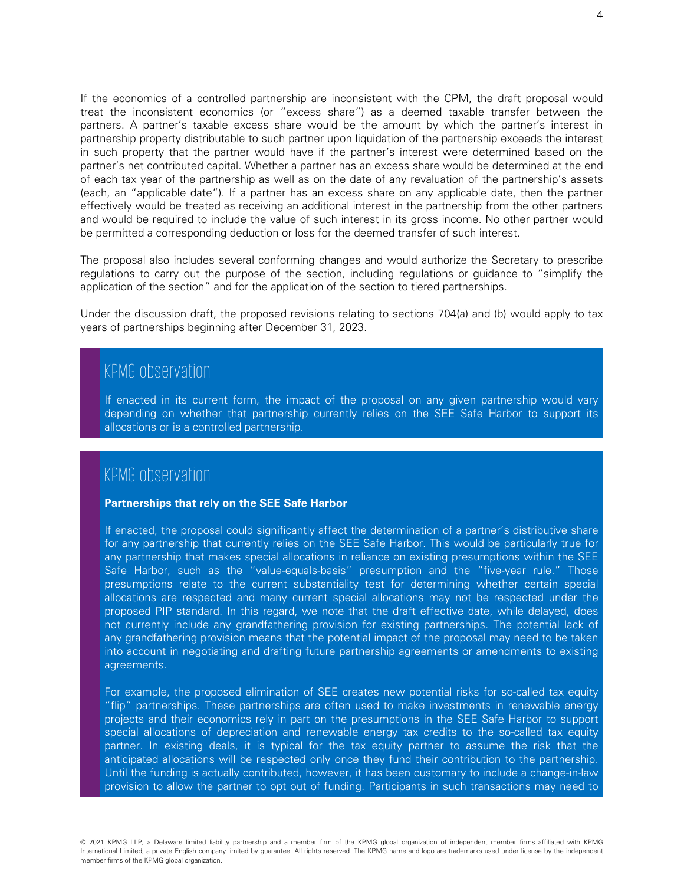If the economics of a controlled partnership are inconsistent with the CPM, the draft proposal would treat the inconsistent economics (or "excess share") as a deemed taxable transfer between the partners. A partner's taxable excess share would be the amount by which the partner's interest in partnership property distributable to such partner upon liquidation of the partnership exceeds the interest in such property that the partner would have if the partner's interest were determined based on the partner's net contributed capital. Whether a partner has an excess share would be determined at the end of each tax year of the partnership as well as on the date of any revaluation of the partnership's assets (each, an "applicable date"). If a partner has an excess share on any applicable date, then the partner effectively would be treated as receiving an additional interest in the partnership from the other partners and would be required to include the value of such interest in its gross income. No other partner would be permitted a corresponding deduction or loss for the deemed transfer of such interest.

The proposal also includes several conforming changes and would authorize the Secretary to prescribe regulations to carry out the purpose of the section, including regulations or guidance to "simplify the application of the section" and for the application of the section to tiered partnerships.

Under the discussion draft, the proposed revisions relating to sections 704(a) and (b) would apply to tax years of partnerships beginning after December 31, 2023.

## KPMG observation

If enacted in its current form, the impact of the proposal on any given partnership would vary depending on whether that partnership currently relies on the SEE Safe Harbor to support its allocations or is a controlled partnership.

## KPMG observation

**Partnerships that rely on the SEE Safe Harbor**

If enacted, the proposal could significantly affect the determination of a partner's distributive share for any partnership that currently relies on the SEE Safe Harbor. This would be particularly true for any partnership that makes special allocations in reliance on existing presumptions within the SEE Safe Harbor, such as the "value-equals-basis" presumption and the "five-year rule." Those presumptions relate to the current substantiality test for determining whether certain special allocations are respected and many current special allocations may not be respected under the proposed PIP standard. In this regard, we note that the draft effective date, while delayed, does not currently include any grandfathering provision for existing partnerships. The potential lack of any grandfathering provision means that the potential impact of the proposal may need to be taken into account in negotiating and drafting future partnership agreements or amendments to existing agreements.

For example, the proposed elimination of SEE creates new potential risks for so-called tax equity "flip" partnerships. These partnerships are often used to make investments in renewable energy projects and their economics rely in part on the presumptions in the SEE Safe Harbor to support special allocations of depreciation and renewable energy tax credits to the so-called tax equity partner. In existing deals, it is typical for the tax equity partner to assume the risk that the anticipated allocations will be respected only once they fund their contribution to the partnership. Until the funding is actually contributed, however, it has been customary to include a change-in-law provision to allow the partner to opt out of funding. Participants in such transactions may need to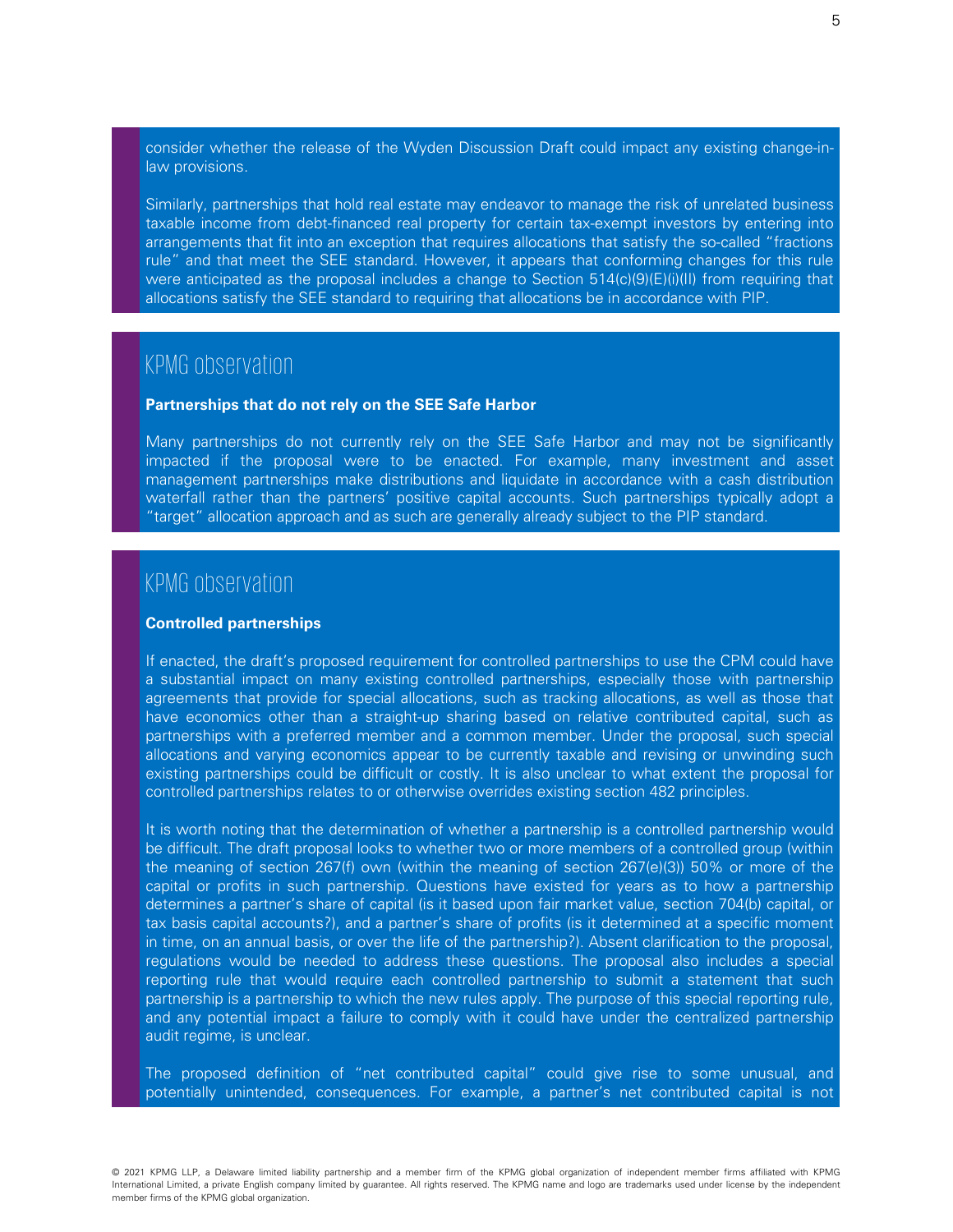consider whether the release of the Wyden Discussion Draft could impact any existing change-in-law provisions.

Similarly, partnerships that hold real estate may endeavor to manage the risk of unrelated business taxable income from debt-financed real property for certain tax-exempt investors by entering into arrangements that fit into an exception that requires allocations that satisfy the so-called "fractions rule" and that meet the SEE standard. However, it appears that conforming changes for this rule were anticipated as the proposal includes a change to Section 514(c)(9)(E)(i)(II) from requiring that allocations satisfy the SEE standard to requiring that allocations be in accordance with PIP.

## KPMG observation

**Partnerships that do not rely on the SEE Safe Harbor**

Many partnerships do not currently rely on the SEE Safe Harbor and may not be significantly impacted if the proposal were to be enacted. For example, many investment and asset management partnerships make distributions and liquidate in accordance with a cash distribution waterfall rather than the partners' positive capital accounts. Such partnerships typically adopt a "target" allocation approach and as such are generally already subject to the PIP standard.

## KPMG observation

**Controlled partnerships**

If enacted, the draft's proposed requirement for controlled partnerships to use the CPM could have a substantial impact on many existing controlled partnerships, especially those with partnership agreements that provide for special allocations, such as tracking allocations, as well as those that have economics other than a straight-up sharing based on relative contributed capital, such as partnerships with a preferred member and a common member. Under the proposal, such special allocations and varying economics appear to be currently taxable and revising or unwinding such existing partnerships could be difficult or costly. It is also unclear to what extent the proposal for controlled partnerships relates to or otherwise overrides existing section 482 principles.

It is worth noting that the determination of whether a partnership is a controlled partnership would be difficult. The draft proposal looks to whether two or more members of a controlled group (within the meaning of section 267(f) own (within the meaning of section 267(e)(3)) 50% or more of the capital or profits in such partnership. Questions have existed for years as to how a partnership determines a partner's share of capital (is it based upon fair market value, section 704(b) capital, or tax basis capital accounts?), and a partner's share of profits (is it determined at a specific moment in time, on an annual basis, or over the life of the partnership?). Absent clarification to the proposal, regulations would be needed to address these questions. The proposal also includes a special reporting rule that would require each controlled partnership to submit a statement that such partnership is a partnership to which the new rules apply. The purpose of this special reporting rule, and any potential impact a failure to comply with it could have under the centralized partnership audit regime, is unclear.

The proposed definition of "net contributed capital" could give rise to some unusual, and potentially unintended, consequences. For example, a partner's net contributed capital is not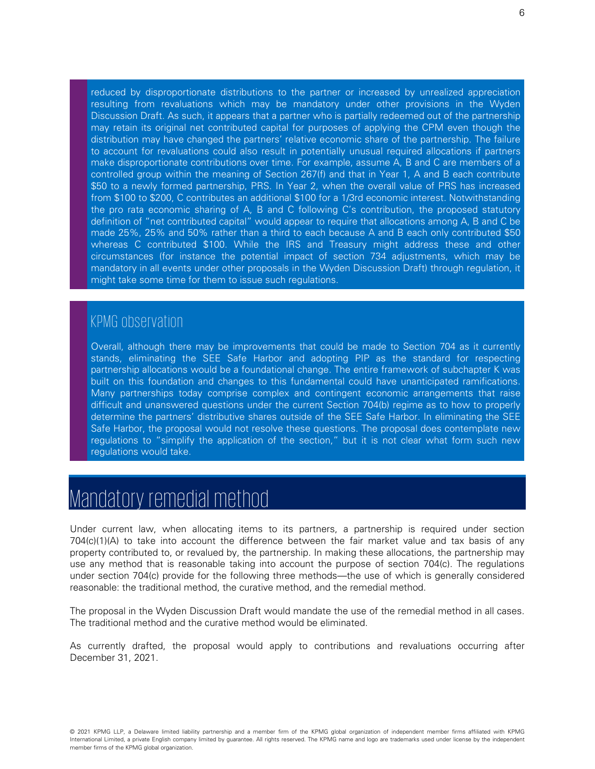reduced by disproportionate distributions to the partner or increased by unrealized appreciation resulting from revaluations which may be mandatory under other provisions in the Wyden Discussion Draft. As such, it appears that a partner who is partially redeemed out of the partnership may retain its original net contributed capital for purposes of applying the CPM even though the distribution may have changed the partners' relative economic share of the partnership. The failure to account for revaluations could also result in potentially unusual required allocations if partners make disproportionate contributions over time. For example, assume A, B and C are members of a controlled group within the meaning of Section 267(f) and that in Year 1, A and B each contribute $50 to a newly formed partnership, PRS. In Year 2, when the overall value of PRS has increased from $100 to $200, C contributes an additional $100 for a 1/3rd economic interest. Notwithstanding the pro rata economic sharing of A, B and C following C's contribution, the proposed statutory definition of "net contributed capital" would appear to require that allocations among A, B and C be made 25%, 25% and 50% rather than a third to each because A and B each only contributed $50 whereas C contributed $100. While the IRS and Treasury might address these and other circumstances (for instance the potential impact of section 734 adjustments, which may be mandatory in all events under other proposals in the Wyden Discussion Draft) through regulation, it might take some time for them to issue such regulations.

### KPMG observation

Overall, although there may be improvements that could be made to Section 704 as it currently stands, eliminating the SEE Safe Harbor and adopting PIP as the standard for respecting partnership allocations would be a foundational change. The entire framework of subchapter K was built on this foundation and changes to this fundamental could have unanticipated ramifications. Many partnerships today comprise complex and contingent economic arrangements that raise difficult and unanswered questions under the current Section 704(b) regime as to how to properly determine the partners' distributive shares outside of the SEE Safe Harbor. In eliminating the SEE Safe Harbor, the proposal would not resolve these questions. The proposal does contemplate new regulations to "simplify the application of the section," but it is not clear what form such new regulations would take.

## Mandatory remedial method

Under current law, when allocating items to its partners, a partnership is required under section 704(c)(1)(A) to take into account the difference between the fair market value and tax basis of any property contributed to, or revalued by, the partnership. In making these allocations, the partnership may use any method that is reasonable taking into account the purpose of section 704(c). The regulations under section 704(c) provide for the following three methods—the use of which is generally considered reasonable: the traditional method, the curative method, and the remedial method.

The proposal in the Wyden Discussion Draft would mandate the use of the remedial method in all cases. The traditional method and the curative method would be eliminated.

As currently drafted, the proposal would apply to contributions and revaluations occurring after December 31, 2021.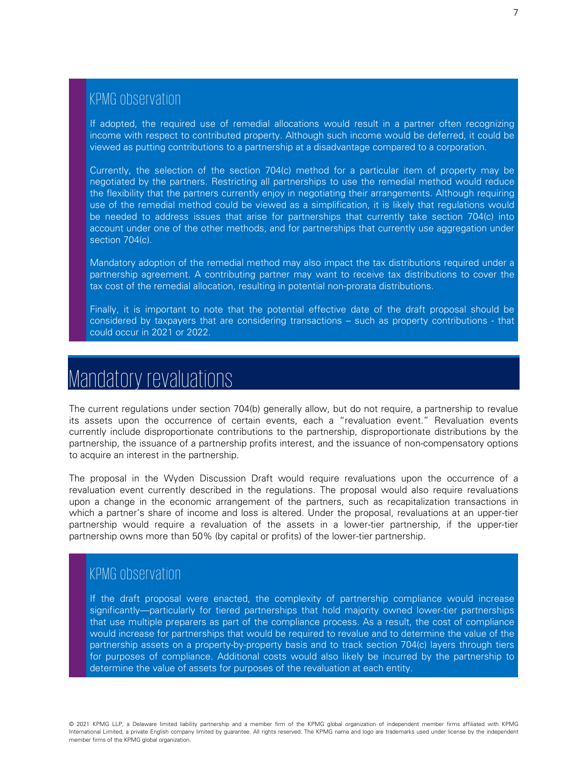### KPMG observation

If adopted, the required use of remedial allocations would result in a partner often recognizing income with respect to contributed property. Although such income would be deferred, it could be viewed as putting contributions to a partnership at a disadvantage compared to a corporation.

Currently, the selection of the section 704(c) method for a particular item of property may be negotiated by the partners. Restricting all partnerships to use the remedial method would reduce the flexibility that the partners currently enjoy in negotiating their arrangements. Although requiring use of the remedial method could be viewed as a simplification, it is likely that regulations would be needed to address issues that arise for partnerships that currently take section 704(c) into account under one of the other methods, and for partnerships that currently use aggregation under section 704(c).

Mandatory adoption of the remedial method may also impact the tax distributions required under a partnership agreement. A contributing partner may want to receive tax distributions to cover the tax cost of the remedial allocation, resulting in potential non-prorata distributions.

Finally, it is important to note that the potential effective date of the draft proposal should be considered by taxpayers that are considering transactions – such as property contributions - that could occur in 2021 or 2022.

## Mandatory revaluations

The current regulations under section 704(b) generally allow, but do not require, a partnership to revalue its assets upon the occurrence of certain events, each a "revaluation event." Revaluation events currently include disproportionate contributions to the partnership, disproportionate distributions by the partnership, the issuance of a partnership profits interest, and the issuance of non-compensatory options to acquire an interest in the partnership.

The proposal in the Wyden Discussion Draft would require revaluations upon the occurrence of a revaluation event currently described in the regulations. The proposal would also require revaluations upon a change in the economic arrangement of the partners, such as recapitalization transactions in which a partner's share of income and loss is altered. Under the proposal, revaluations at an upper-tier partnership would require a revaluation of the assets in a lower-tier partnership, if the upper-tier partnership owns more than 50% (by capital or profits) of the lower-tier partnership.

### KPMG observation

If the draft proposal were enacted, the complexity of partnership compliance would increase significantly—particularly for tiered partnerships that hold majority owned lower-tier partnerships that use multiple preparers as part of the compliance process. As a result, the cost of compliance would increase for partnerships that would be required to revalue and to determine the value of the partnership assets on a property-by-property basis and to track section 704(c) layers through tiers for purposes of compliance. Additional costs would also likely be incurred by the partnership to determine the value of assets for purposes of the revaluation at each entity.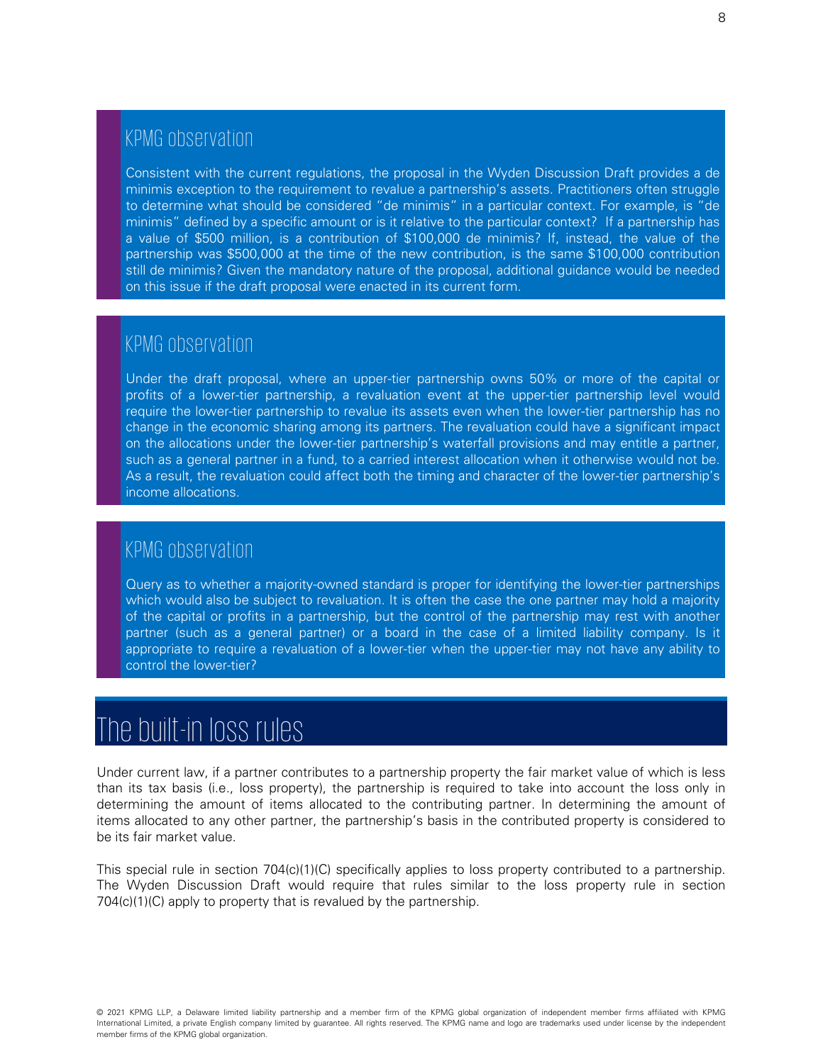### KPMG observation

Consistent with the current regulations, the proposal in the Wyden Discussion Draft provides a de minimis exception to the requirement to revalue a partnership's assets. Practitioners often struggle to determine what should be considered "de minimis" in a particular context. For example, is "de minimis" defined by a specific amount or is it relative to the particular context? If a partnership has a value of $500 million, is a contribution of $100,000 de minimis? If, instead, the value of the partnership was $500,000 at the time of the new contribution, is the same $100,000 contribution still de minimis? Given the mandatory nature of the proposal, additional guidance would be needed on this issue if the draft proposal were enacted in its current form.

### KPMG observation

Under the draft proposal, where an upper-tier partnership owns 50% or more of the capital or profits of a lower-tier partnership, a revaluation event at the upper-tier partnership level would require the lower-tier partnership to revalue its assets even when the lower-tier partnership has no change in the economic sharing among its partners. The revaluation could have a significant impact on the allocations under the lower-tier partnership's waterfall provisions and may entitle a partner, such as a general partner in a fund, to a carried interest allocation when it otherwise would not be. As a result, the revaluation could affect both the timing and character of the lower-tier partnership's income allocations.

### KPMG observation

Query as to whether a majority-owned standard is proper for identifying the lower-tier partnerships which would also be subject to revaluation. It is often the case the one partner may hold a majority of the capital or profits in a partnership, but the control of the partnership may rest with another partner (such as a general partner) or a board in the case of a limited liability company. Is it appropriate to require a revaluation of a lower-tier when the upper-tier may not have any ability to control the lower-tier?

## The built-in loss rules

Under current law, if a partner contributes to a partnership property the fair market value of which is less than its tax basis (i.e., loss property), the partnership is required to take into account the loss only in determining the amount of items allocated to the contributing partner. In determining the amount of items allocated to any other partner, the partnership's basis in the contributed property is considered to be its fair market value.

This special rule in section 704(c)(1)(C) specifically applies to loss property contributed to a partnership. The Wyden Discussion Draft would require that rules similar to the loss property rule in section 704(c)(1)(C) apply to property that is revalued by the partnership.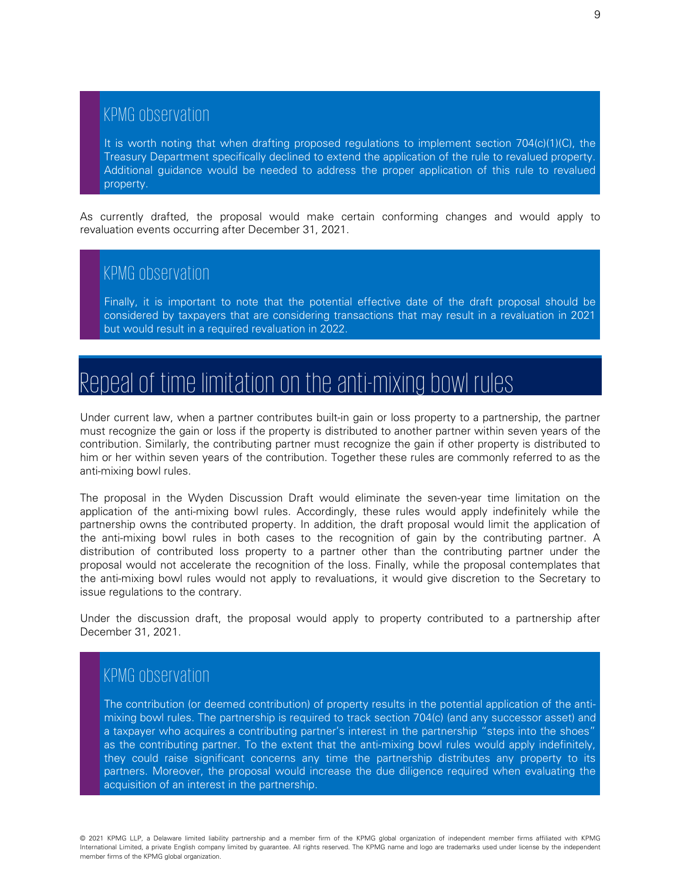### KPMG observation

It is worth noting that when drafting proposed regulations to implement section 704(c)(1)(C), the Treasury Department specifically declined to extend the application of the rule to revalued property. Additional guidance would be needed to address the proper application of this rule to revalued property.

As currently drafted, the proposal would make certain conforming changes and would apply to revaluation events occurring after December 31, 2021.

### KPMG observation

Finally, it is important to note that the potential effective date of the draft proposal should be considered by taxpayers that are considering transactions that may result in a revaluation in 2021 but would result in a required revaluation in 2022.

## Repeal of time limitation on the anti-mixing bowl rules

Under current law, when a partner contributes built-in gain or loss property to a partnership, the partner must recognize the gain or loss if the property is distributed to another partner within seven years of the contribution. Similarly, the contributing partner must recognize the gain if other property is distributed to him or her within seven years of the contribution. Together these rules are commonly referred to as the anti-mixing bowl rules.

The proposal in the Wyden Discussion Draft would eliminate the seven-year time limitation on the application of the anti-mixing bowl rules. Accordingly, these rules would apply indefinitely while the partnership owns the contributed property. In addition, the draft proposal would limit the application of the anti-mixing bowl rules in both cases to the recognition of gain by the contributing partner. A distribution of contributed loss property to a partner other than the contributing partner under the proposal would not accelerate the recognition of the loss. Finally, while the proposal contemplates that the anti-mixing bowl rules would not apply to revaluations, it would give discretion to the Secretary to issue regulations to the contrary.

Under the discussion draft, the proposal would apply to property contributed to a partnership after December 31, 2021.

### KPMG observation

The contribution (or deemed contribution) of property results in the potential application of the anti-mixing bowl rules. The partnership is required to track section 704(c) (and any successor asset) and a taxpayer who acquires a contributing partner's interest in the partnership "steps into the shoes" as the contributing partner. To the extent that the anti-mixing bowl rules would apply indefinitely, they could raise significant concerns any time the partnership distributes any property to its partners. Moreover, the proposal would increase the due diligence required when evaluating the acquisition of an interest in the partnership.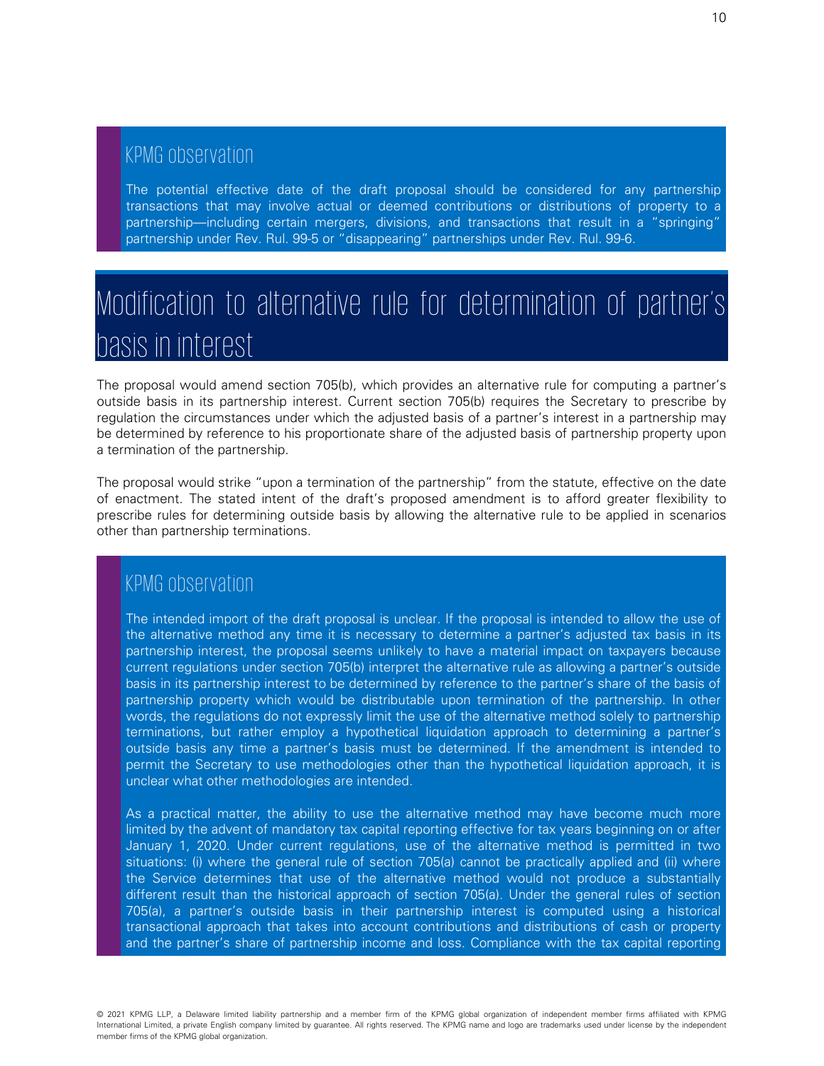### KPMG observation

The potential effective date of the draft proposal should be considered for any partnership transactions that may involve actual or deemed contributions or distributions of property to a partnership—including certain mergers, divisions, and transactions that result in a "springing" partnership under Rev. Rul. 99-5 or "disappearing" partnerships under Rev. Rul. 99-6.

## Modification to alternative rule for determination of partner's basis in interest

The proposal would amend section 705(b), which provides an alternative rule for computing a partner's outside basis in its partnership interest. Current section 705(b) requires the Secretary to prescribe by regulation the circumstances under which the adjusted basis of a partner's interest in a partnership may be determined by reference to his proportionate share of the adjusted basis of partnership property upon a termination of the partnership.

The proposal would strike "upon a termination of the partnership" from the statute, effective on the date of enactment. The stated intent of the draft's proposed amendment is to afford greater flexibility to prescribe rules for determining outside basis by allowing the alternative rule to be applied in scenarios other than partnership terminations.

### KPMG observation

The intended import of the draft proposal is unclear. If the proposal is intended to allow the use of the alternative method any time it is necessary to determine a partner's adjusted tax basis in its partnership interest, the proposal seems unlikely to have a material impact on taxpayers because current regulations under section 705(b) interpret the alternative rule as allowing a partner's outside basis in its partnership interest to be determined by reference to the partner's share of the basis of partnership property which would be distributable upon termination of the partnership. In other words, the regulations do not expressly limit the use of the alternative method solely to partnership terminations, but rather employ a hypothetical liquidation approach to determining a partner's outside basis any time a partner's basis must be determined. If the amendment is intended to permit the Secretary to use methodologies other than the hypothetical liquidation approach, it is unclear what other methodologies are intended.

As a practical matter, the ability to use the alternative method may have become much more limited by the advent of mandatory tax capital reporting effective for tax years beginning on or after January 1, 2020. Under current regulations, use of the alternative method is permitted in two situations: (i) where the general rule of section 705(a) cannot be practically applied and (ii) where the Service determines that use of the alternative method would not produce a substantially different result than the historical approach of section 705(a). Under the general rules of section 705(a), a partner's outside basis in their partnership interest is computed using a historical transactional approach that takes into account contributions and distributions of cash or property and the partner's share of partnership income and loss. Compliance with the tax capital reporting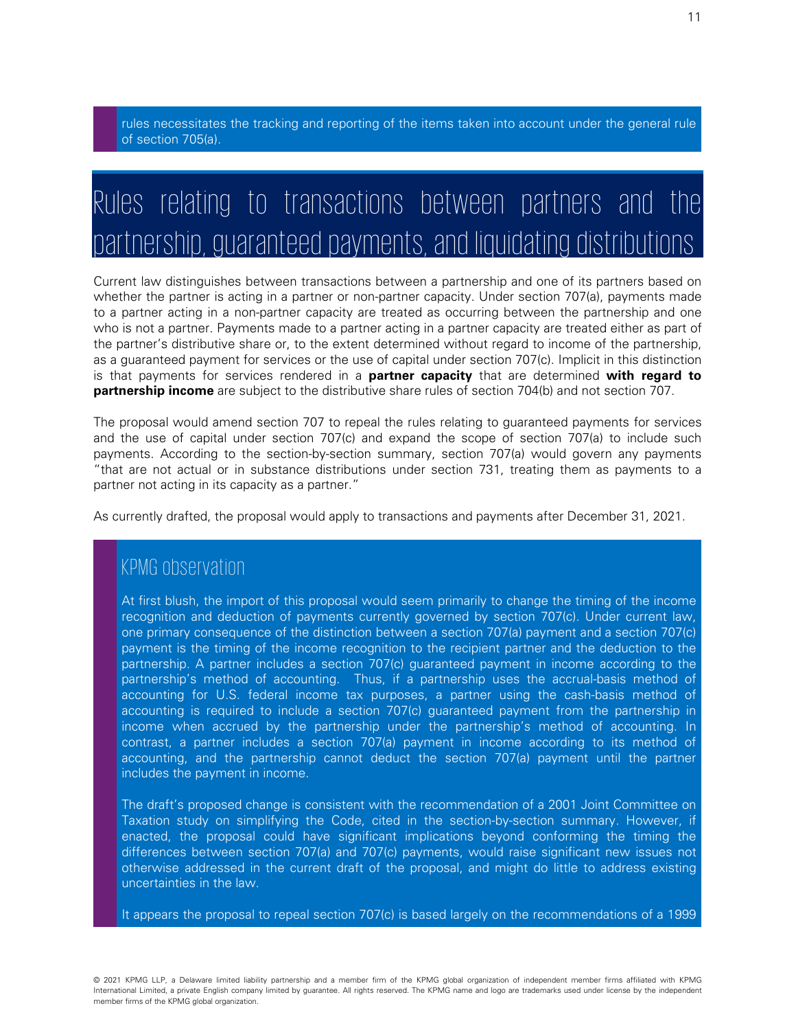rules necessitates the tracking and reporting of the items taken into account under the general rule of section 705(a).

# Rules relating to transactions between partners and the partnership, guaranteed payments, and liquidating distributions

Current law distinguishes between transactions between a partnership and one of its partners based on whether the partner is acting in a partner or non-partner capacity. Under section 707(a), payments made to a partner acting in a non-partner capacity are treated as occurring between the partnership and one who is not a partner. Payments made to a partner acting in a partner capacity are treated either as part of the partner's distributive share or, to the extent determined without regard to income of the partnership, as a guaranteed payment for services or the use of capital under section 707(c). Implicit in this distinction is that payments for services rendered in a **partner capacity** that are determined **with regard to partnership income** are subject to the distributive share rules of section 704(b) and not section 707.

The proposal would amend section 707 to repeal the rules relating to guaranteed payments for services and the use of capital under section 707(c) and expand the scope of section 707(a) to include such payments. According to the section-by-section summary, section 707(a) would govern any payments "that are not actual or in substance distributions under section 731, treating them as payments to a partner not acting in its capacity as a partner."

As currently drafted, the proposal would apply to transactions and payments after December 31, 2021.

## KPMG observation

At first blush, the import of this proposal would seem primarily to change the timing of the income recognition and deduction of payments currently governed by section 707(c). Under current law, one primary consequence of the distinction between a section 707(a) payment and a section 707(c) payment is the timing of the income recognition to the recipient partner and the deduction to the partnership. A partner includes a section 707(c) guaranteed payment in income according to the partnership's method of accounting. Thus, if a partnership uses the accrual-basis method of accounting for U.S. federal income tax purposes, a partner using the cash-basis method of accounting is required to include a section 707(c) guaranteed payment from the partnership in income when accrued by the partnership under the partnership's method of accounting. In contrast, a partner includes a section 707(a) payment in income according to its method of accounting, and the partnership cannot deduct the section 707(a) payment until the partner includes the payment in income.

The draft's proposed change is consistent with the recommendation of a 2001 Joint Committee on Taxation study on simplifying the Code, cited in the section-by-section summary. However, if enacted, the proposal could have significant implications beyond conforming the timing the differences between section 707(a) and 707(c) payments, would raise significant new issues not otherwise addressed in the current draft of the proposal, and might do little to address existing uncertainties in the law.

It appears the proposal to repeal section 707(c) is based largely on the recommendations of a 1999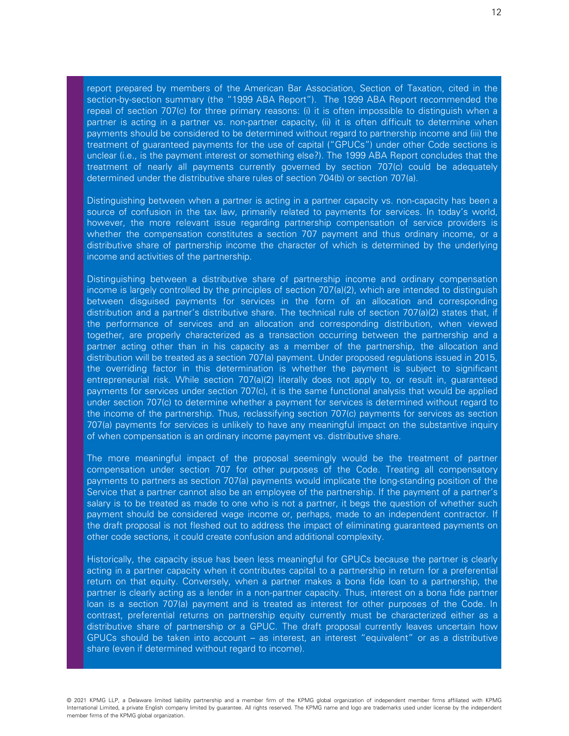report prepared by members of the American Bar Association, Section of Taxation, cited in the section-by-section summary (the "1999 ABA Report"). The 1999 ABA Report recommended the repeal of section 707(c) for three primary reasons: (i) it is often impossible to distinguish when a partner is acting in a partner vs. non-partner capacity, (ii) it is often difficult to determine when payments should be considered to be determined without regard to partnership income and (iii) the treatment of guaranteed payments for the use of capital ("GPUCs") under other Code sections is unclear (i.e., is the payment interest or something else?). The 1999 ABA Report concludes that the treatment of nearly all payments currently governed by section 707(c) could be adequately determined under the distributive share rules of section 704(b) or section 707(a).

Distinguishing between when a partner is acting in a partner capacity vs. non-capacity has been a source of confusion in the tax law, primarily related to payments for services. In today's world, however, the more relevant issue regarding partnership compensation of service providers is whether the compensation constitutes a section 707 payment and thus ordinary income, or a distributive share of partnership income the character of which is determined by the underlying income and activities of the partnership.

Distinguishing between a distributive share of partnership income and ordinary compensation income is largely controlled by the principles of section 707(a)(2), which are intended to distinguish between disguised payments for services in the form of an allocation and corresponding distribution and a partner's distributive share. The technical rule of section 707(a)(2) states that, if the performance of services and an allocation and corresponding distribution, when viewed together, are properly characterized as a transaction occurring between the partnership and a partner acting other than in his capacity as a member of the partnership, the allocation and distribution will be treated as a section 707(a) payment. Under proposed regulations issued in 2015, the overriding factor in this determination is whether the payment is subject to significant entrepreneurial risk. While section 707(a)(2) literally does not apply to, or result in, guaranteed payments for services under section 707(c), it is the same functional analysis that would be applied under section 707(c) to determine whether a payment for services is determined without regard to the income of the partnership. Thus, reclassifying section 707(c) payments for services as section 707(a) payments for services is unlikely to have any meaningful impact on the substantive inquiry of when compensation is an ordinary income payment vs. distributive share.

The more meaningful impact of the proposal seemingly would be the treatment of partner compensation under section 707 for other purposes of the Code. Treating all compensatory payments to partners as section 707(a) payments would implicate the long-standing position of the Service that a partner cannot also be an employee of the partnership. If the payment of a partner's salary is to be treated as made to one who is not a partner, it begs the question of whether such payment should be considered wage income or, perhaps, made to an independent contractor. If the draft proposal is not fleshed out to address the impact of eliminating guaranteed payments on other code sections, it could create confusion and additional complexity.

Historically, the capacity issue has been less meaningful for GPUCs because the partner is clearly acting in a partner capacity when it contributes capital to a partnership in return for a preferential return on that equity. Conversely, when a partner makes a bona fide loan to a partnership, the partner is clearly acting as a lender in a non-partner capacity. Thus, interest on a bona fide partner loan is a section 707(a) payment and is treated as interest for other purposes of the Code. In contrast, preferential returns on partnership equity currently must be characterized either as a distributive share of partnership or a GPUC. The draft proposal currently leaves uncertain how GPUCs should be taken into account – as interest, an interest "equivalent" or as a distributive share (even if determined without regard to income).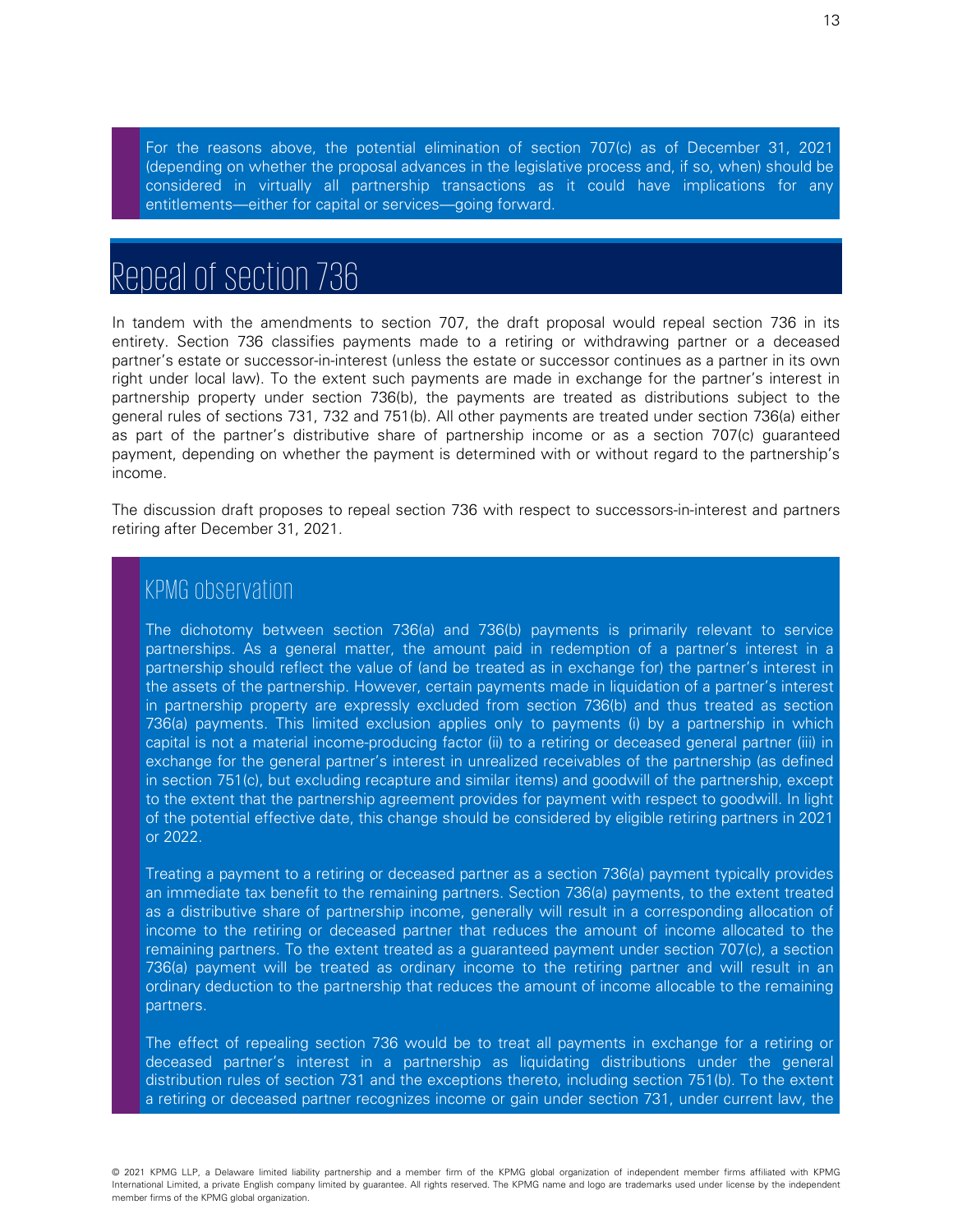For the reasons above, the potential elimination of section 707(c) as of December 31, 2021 (depending on whether the proposal advances in the legislative process and, if so, when) should be considered in virtually all partnership transactions as it could have implications for any entitlements—either for capital or services—going forward.

## Repeal of section 736

In tandem with the amendments to section 707, the draft proposal would repeal section 736 in its entirety. Section 736 classifies payments made to a retiring or withdrawing partner or a deceased partner's estate or successor-in-interest (unless the estate or successor continues as a partner in its own right under local law). To the extent such payments are made in exchange for the partner's interest in partnership property under section 736(b), the payments are treated as distributions subject to the general rules of sections 731, 732 and 751(b). All other payments are treated under section 736(a) either as part of the partner's distributive share of partnership income or as a section 707(c) guaranteed payment, depending on whether the payment is determined with or without regard to the partnership's income.

The discussion draft proposes to repeal section 736 with respect to successors-in-interest and partners retiring after December 31, 2021.

### KPMG observation

The dichotomy between section 736(a) and 736(b) payments is primarily relevant to service partnerships. As a general matter, the amount paid in redemption of a partner's interest in a partnership should reflect the value of (and be treated as in exchange for) the partner's interest in the assets of the partnership. However, certain payments made in liquidation of a partner's interest in partnership property are expressly excluded from section 736(b) and thus treated as section 736(a) payments. This limited exclusion applies only to payments (i) by a partnership in which capital is not a material income-producing factor (ii) to a retiring or deceased general partner (iii) in exchange for the general partner's interest in unrealized receivables of the partnership (as defined in section 751(c), but excluding recapture and similar items) and goodwill of the partnership, except to the extent that the partnership agreement provides for payment with respect to goodwill. In light of the potential effective date, this change should be considered by eligible retiring partners in 2021 or 2022.

Treating a payment to a retiring or deceased partner as a section 736(a) payment typically provides an immediate tax benefit to the remaining partners. Section 736(a) payments, to the extent treated as a distributive share of partnership income, generally will result in a corresponding allocation of income to the retiring or deceased partner that reduces the amount of income allocated to the remaining partners. To the extent treated as a guaranteed payment under section 707(c), a section 736(a) payment will be treated as ordinary income to the retiring partner and will result in an ordinary deduction to the partnership that reduces the amount of income allocable to the remaining partners.

The effect of repealing section 736 would be to treat all payments in exchange for a retiring or deceased partner's interest in a partnership as liquidating distributions under the general distribution rules of section 731 and the exceptions thereto, including section 751(b). To the extent a retiring or deceased partner recognizes income or gain under section 731, under current law, the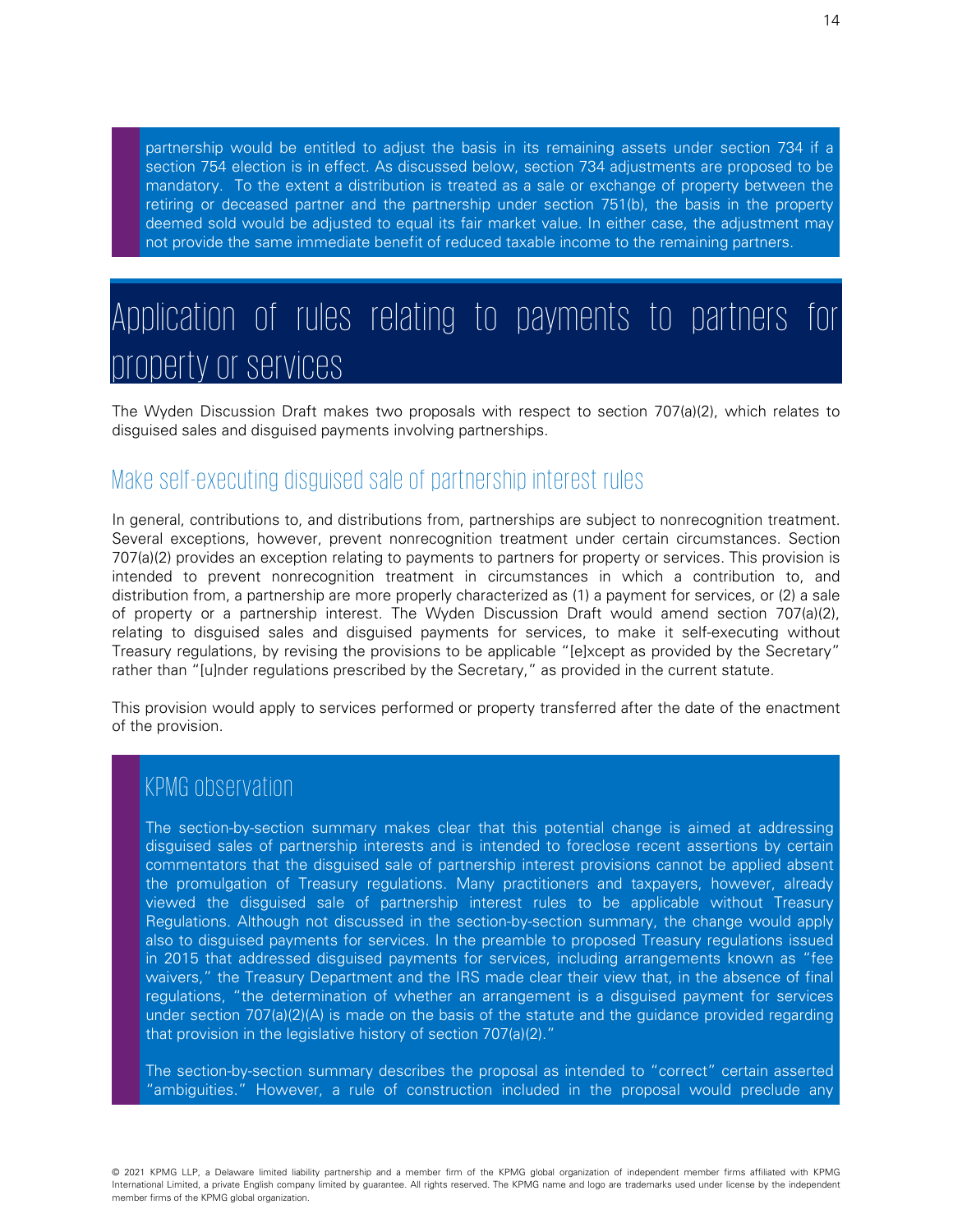partnership would be entitled to adjust the basis in its remaining assets under section 734 if a section 754 election is in effect. As discussed below, section 734 adjustments are proposed to be mandatory. To the extent a distribution is treated as a sale or exchange of property between the retiring or deceased partner and the partnership under section 751(b), the basis in the property deemed sold would be adjusted to equal its fair market value. In either case, the adjustment may not provide the same immediate benefit of reduced taxable income to the remaining partners.

# Application of rules relating to payments to partners for property or services

The Wyden Discussion Draft makes two proposals with respect to section 707(a)(2), which relates to disguised sales and disguised payments involving partnerships.

## Make self-executing disguised sale of partnership interest rules

In general, contributions to, and distributions from, partnerships are subject to nonrecognition treatment. Several exceptions, however, prevent nonrecognition treatment under certain circumstances. Section 707(a)(2) provides an exception relating to payments to partners for property or services. This provision is intended to prevent nonrecognition treatment in circumstances in which a contribution to, and distribution from, a partnership are more properly characterized as (1) a payment for services, or (2) a sale of property or a partnership interest. The Wyden Discussion Draft would amend section 707(a)(2), relating to disguised sales and disguised payments for services, to make it self-executing without Treasury regulations, by revising the provisions to be applicable "[e]xcept as provided by the Secretary" rather than "[u]nder regulations prescribed by the Secretary," as provided in the current statute.

This provision would apply to services performed or property transferred after the date of the enactment of the provision.

### KPMG observation

The section-by-section summary makes clear that this potential change is aimed at addressing disguised sales of partnership interests and is intended to foreclose recent assertions by certain commentators that the disguised sale of partnership interest provisions cannot be applied absent the promulgation of Treasury regulations. Many practitioners and taxpayers, however, already viewed the disguised sale of partnership interest rules to be applicable without Treasury Regulations. Although not discussed in the section-by-section summary, the change would apply also to disguised payments for services. In the preamble to proposed Treasury regulations issued in 2015 that addressed disguised payments for services, including arrangements known as "fee waivers," the Treasury Department and the IRS made clear their view that, in the absence of final regulations, "the determination of whether an arrangement is a disguised payment for services under section 707(a)(2)(A) is made on the basis of the statute and the guidance provided regarding that provision in the legislative history of section 707(a)(2)."

The section-by-section summary describes the proposal as intended to "correct" certain asserted "ambiguities." However, a rule of construction included in the proposal would preclude any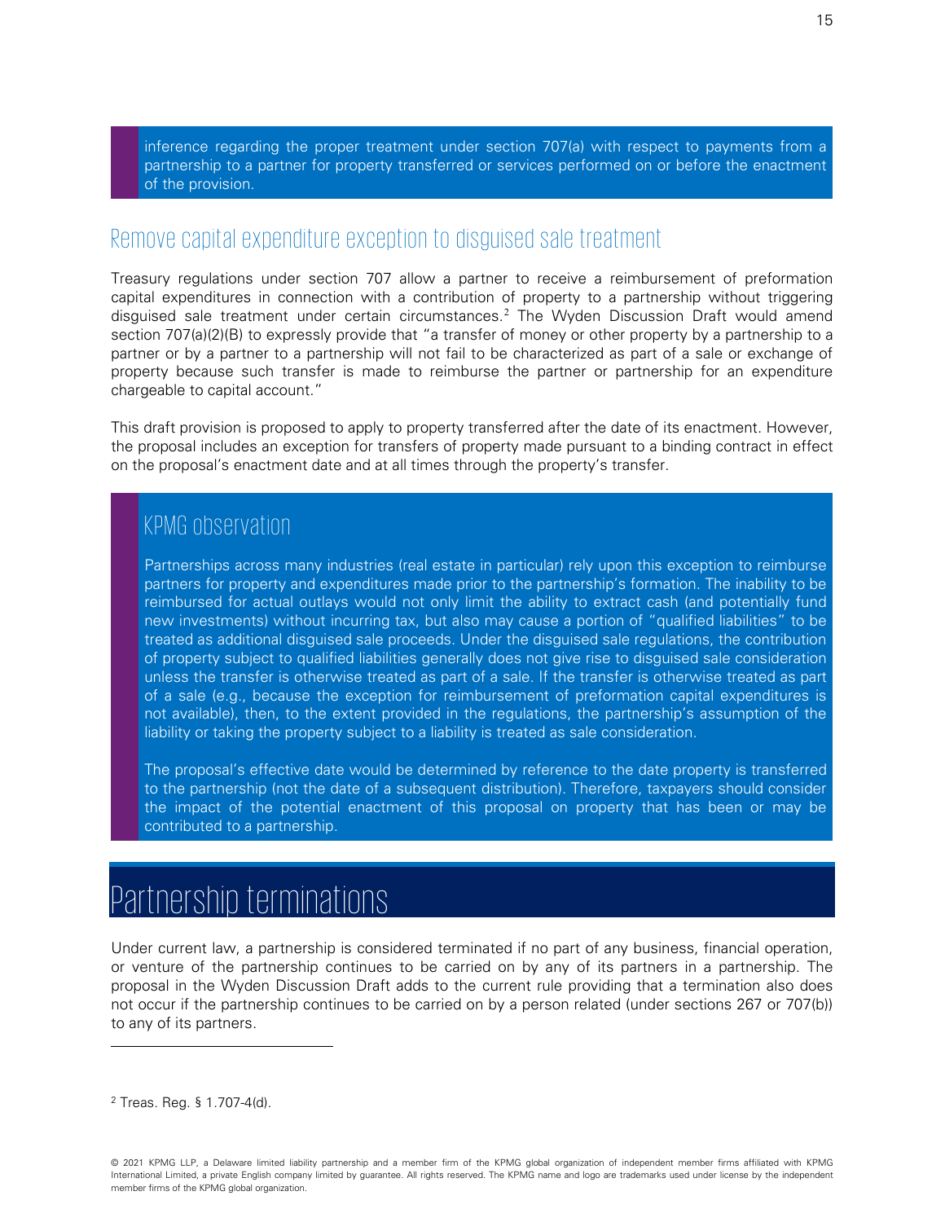inference regarding the proper treatment under section 707(a) with respect to payments from a partnership to a partner for property transferred or services performed on or before the enactment of the provision.

## Remove capital expenditure exception to disguised sale treatment

Treasury regulations under section 707 allow a partner to receive a reimbursement of preformation capital expenditures in connection with a contribution of property to a partnership without triggering disguised sale treatment under certain circumstances.[2] The Wyden Discussion Draft would amend section 707(a)(2)(B) to expressly provide that "a transfer of money or other property by a partnership to a partner or by a partner to a partnership will not fail to be characterized as part of a sale or exchange of property because such transfer is made to reimburse the partner or partnership for an expenditure chargeable to capital account."

This draft provision is proposed to apply to property transferred after the date of its enactment. However, the proposal includes an exception for transfers of property made pursuant to a binding contract in effect on the proposal's enactment date and at all times through the property's transfer.

### KPMG observation

Partnerships across many industries (real estate in particular) rely upon this exception to reimburse partners for property and expenditures made prior to the partnership's formation. The inability to be reimbursed for actual outlays would not only limit the ability to extract cash (and potentially fund new investments) without incurring tax, but also may cause a portion of "qualified liabilities" to be treated as additional disguised sale proceeds. Under the disguised sale regulations, the contribution of property subject to qualified liabilities generally does not give rise to disguised sale consideration unless the transfer is otherwise treated as part of a sale. If the transfer is otherwise treated as part of a sale (e.g., because the exception for reimbursement of preformation capital expenditures is not available), then, to the extent provided in the regulations, the partnership's assumption of the liability or taking the property subject to a liability is treated as sale consideration.

The proposal's effective date would be determined by reference to the date property is transferred to the partnership (not the date of a subsequent distribution). Therefore, taxpayers should consider the impact of the potential enactment of this proposal on property that has been or may be contributed to a partnership.

# Partnership terminations

Under current law, a partnership is considered terminated if no part of any business, financial operation, or venture of the partnership continues to be carried on by any of its partners in a partnership. The proposal in the Wyden Discussion Draft adds to the current rule providing that a termination also does not occur if the partnership continues to be carried on by a person related (under sections 267 or 707(b)) to any of its partners.

---

[2] Treas. Reg. § 1.707-4(d).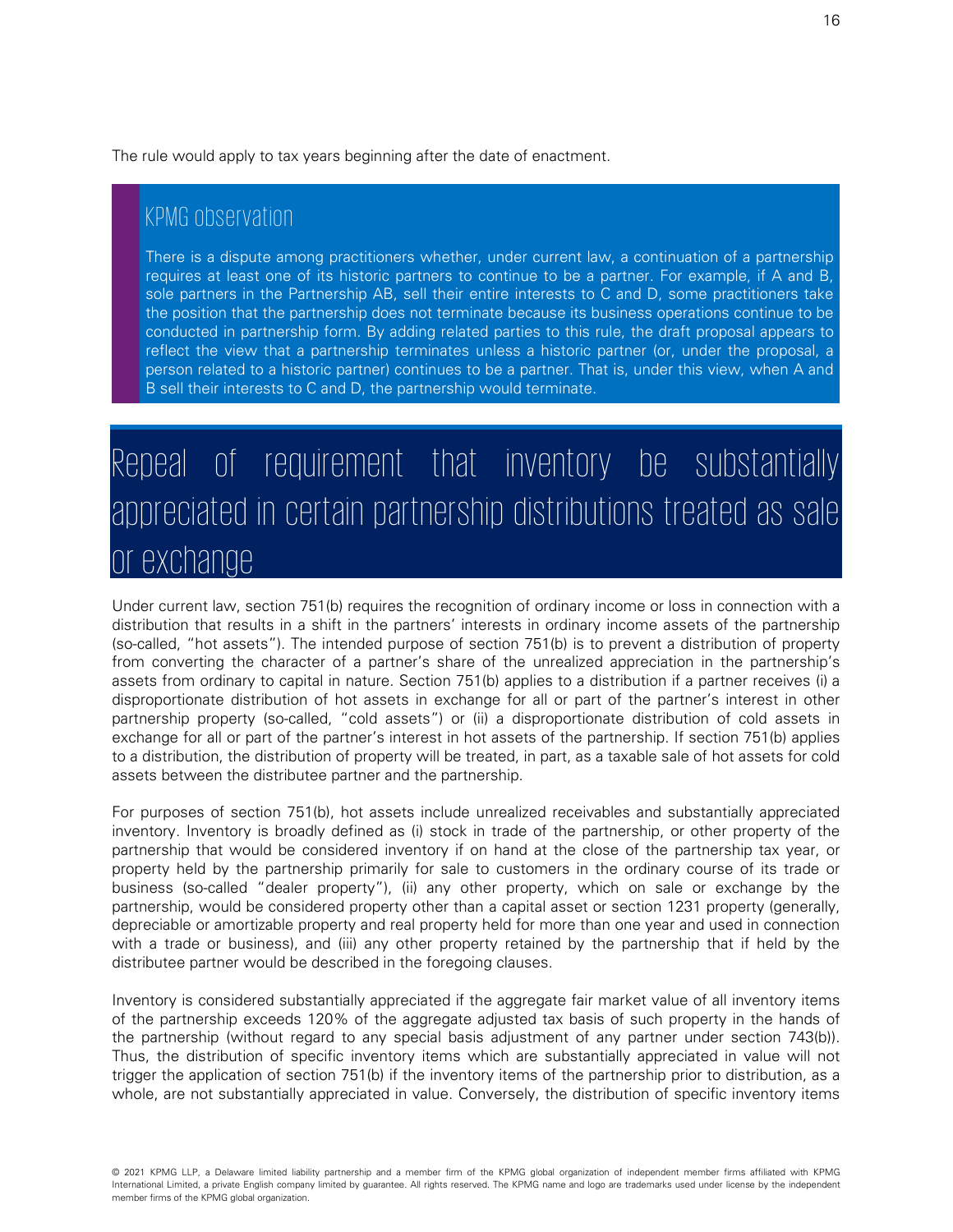The rule would apply to tax years beginning after the date of enactment.

### KPMG observation

There is a dispute among practitioners whether, under current law, a continuation of a partnership requires at least one of its historic partners to continue to be a partner. For example, if A and B, sole partners in the Partnership AB, sell their entire interests to C and D, some practitioners take the position that the partnership does not terminate because its business operations continue to be conducted in partnership form. By adding related parties to this rule, the draft proposal appears to reflect the view that a partnership terminates unless a historic partner (or, under the proposal, a person related to a historic partner) continues to be a partner. That is, under this view, when A and B sell their interests to C and D, the partnership would terminate.

## Repeal of requirement that inventory be substantially appreciated in certain partnership distributions treated as sale or exchange

Under current law, section 751(b) requires the recognition of ordinary income or loss in connection with a distribution that results in a shift in the partners' interests in ordinary income assets of the partnership (so-called, "hot assets"). The intended purpose of section 751(b) is to prevent a distribution of property from converting the character of a partner's share of the unrealized appreciation in the partnership's assets from ordinary to capital in nature. Section 751(b) applies to a distribution if a partner receives (i) a disproportionate distribution of hot assets in exchange for all or part of the partner's interest in other partnership property (so-called, "cold assets") or (ii) a disproportionate distribution of cold assets in exchange for all or part of the partner's interest in hot assets of the partnership. If section 751(b) applies to a distribution, the distribution of property will be treated, in part, as a taxable sale of hot assets for cold assets between the distributee partner and the partnership.

For purposes of section 751(b), hot assets include unrealized receivables and substantially appreciated inventory. Inventory is broadly defined as (i) stock in trade of the partnership, or other property of the partnership that would be considered inventory if on hand at the close of the partnership tax year, or property held by the partnership primarily for sale to customers in the ordinary course of its trade or business (so-called "dealer property"), (ii) any other property, which on sale or exchange by the partnership, would be considered property other than a capital asset or section 1231 property (generally, depreciable or amortizable property and real property held for more than one year and used in connection with a trade or business), and (iii) any other property retained by the partnership that if held by the distributee partner would be described in the foregoing clauses.

Inventory is considered substantially appreciated if the aggregate fair market value of all inventory items of the partnership exceeds 120% of the aggregate adjusted tax basis of such property in the hands of the partnership (without regard to any special basis adjustment of any partner under section 743(b)). Thus, the distribution of specific inventory items which are substantially appreciated in value will not trigger the application of section 751(b) if the inventory items of the partnership prior to distribution, as a whole, are not substantially appreciated in value. Conversely, the distribution of specific inventory items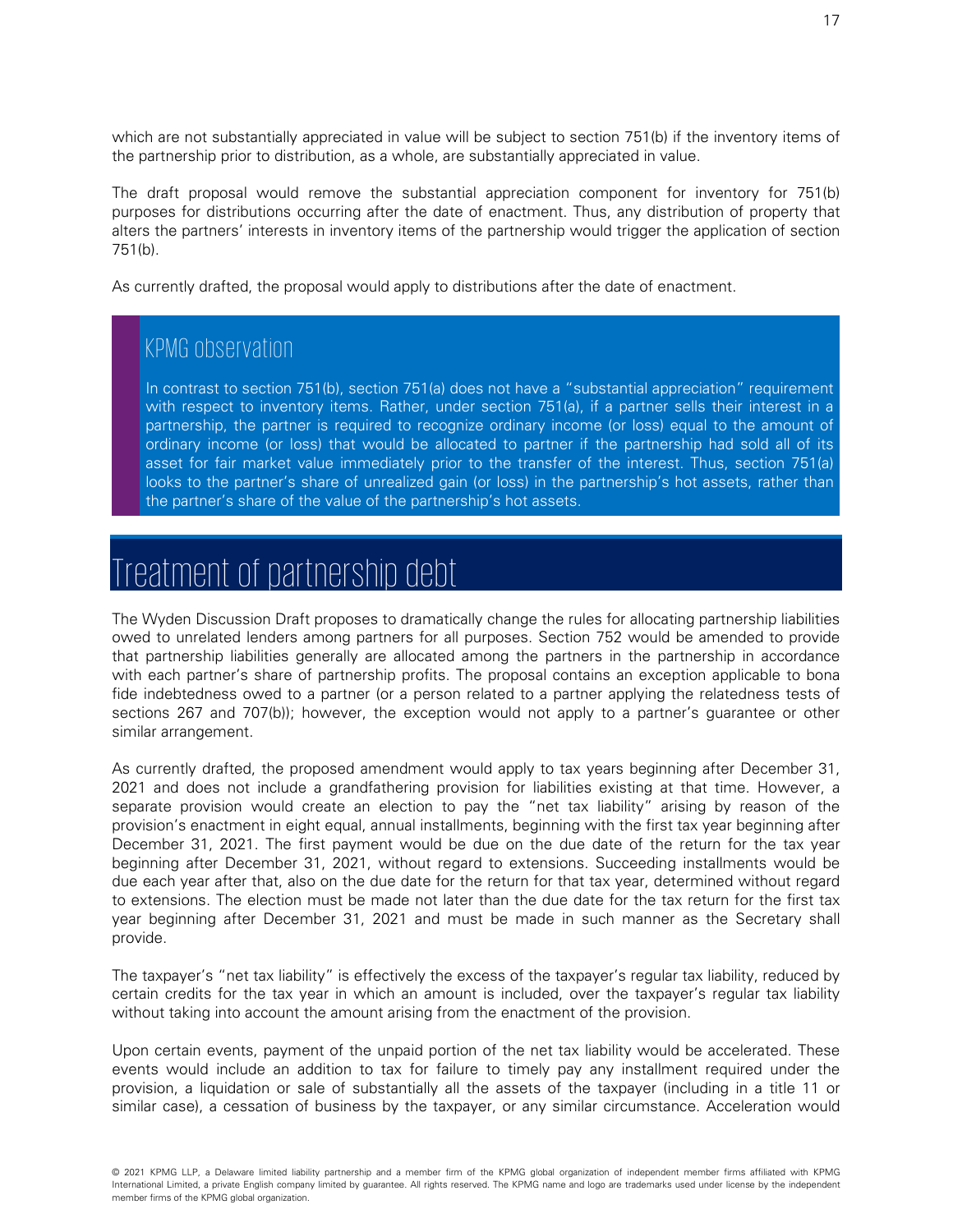which are not substantially appreciated in value will be subject to section 751(b) if the inventory items of the partnership prior to distribution, as a whole, are substantially appreciated in value.

The draft proposal would remove the substantial appreciation component for inventory for 751(b) purposes for distributions occurring after the date of enactment. Thus, any distribution of property that alters the partners' interests in inventory items of the partnership would trigger the application of section 751(b).

As currently drafted, the proposal would apply to distributions after the date of enactment.

### KPMG observation

In contrast to section 751(b), section 751(a) does not have a "substantial appreciation" requirement with respect to inventory items. Rather, under section 751(a), if a partner sells their interest in a partnership, the partner is required to recognize ordinary income (or loss) equal to the amount of ordinary income (or loss) that would be allocated to partner if the partnership had sold all of its asset for fair market value immediately prior to the transfer of the interest. Thus, section 751(a) looks to the partner's share of unrealized gain (or loss) in the partnership's hot assets, rather than the partner's share of the value of the partnership's hot assets.

## Treatment of partnership debt

The Wyden Discussion Draft proposes to dramatically change the rules for allocating partnership liabilities owed to unrelated lenders among partners for all purposes. Section 752 would be amended to provide that partnership liabilities generally are allocated among the partners in the partnership in accordance with each partner's share of partnership profits. The proposal contains an exception applicable to bona fide indebtedness owed to a partner (or a person related to a partner applying the relatedness tests of sections 267 and 707(b)); however, the exception would not apply to a partner's guarantee or other similar arrangement.

As currently drafted, the proposed amendment would apply to tax years beginning after December 31, 2021 and does not include a grandfathering provision for liabilities existing at that time. However, a separate provision would create an election to pay the "net tax liability" arising by reason of the provision's enactment in eight equal, annual installments, beginning with the first tax year beginning after December 31, 2021. The first payment would be due on the due date of the return for the tax year beginning after December 31, 2021, without regard to extensions. Succeeding installments would be due each year after that, also on the due date for the return for that tax year, determined without regard to extensions. The election must be made not later than the due date for the tax return for the first tax year beginning after December 31, 2021 and must be made in such manner as the Secretary shall provide.

The taxpayer's "net tax liability" is effectively the excess of the taxpayer's regular tax liability, reduced by certain credits for the tax year in which an amount is included, over the taxpayer's regular tax liability without taking into account the amount arising from the enactment of the provision.

Upon certain events, payment of the unpaid portion of the net tax liability would be accelerated. These events would include an addition to tax for failure to timely pay any installment required under the provision, a liquidation or sale of substantially all the assets of the taxpayer (including in a title 11 or similar case), a cessation of business by the taxpayer, or any similar circumstance. Acceleration would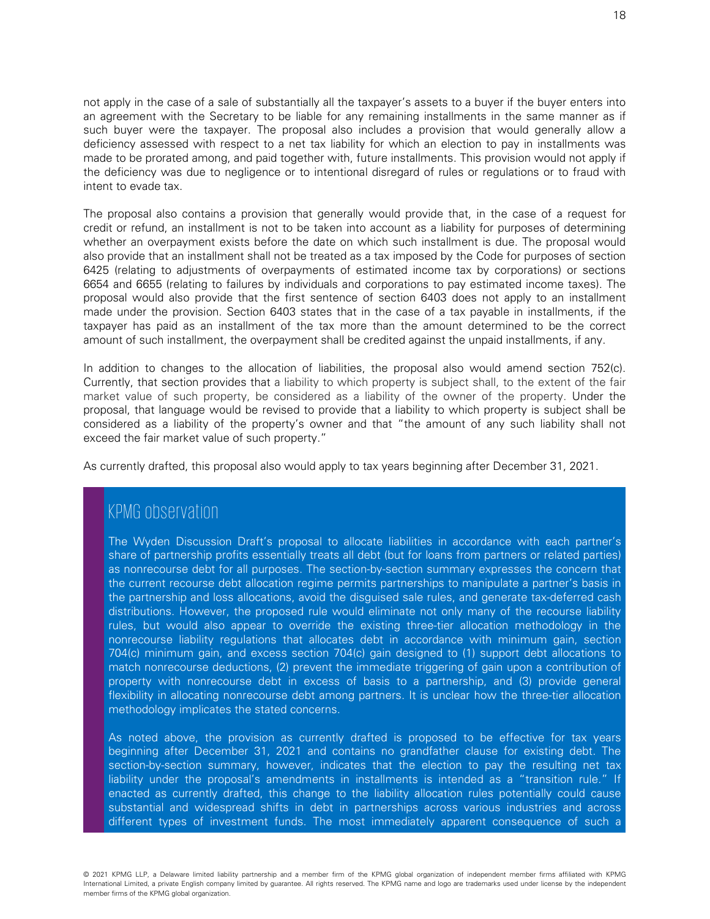not apply in the case of a sale of substantially all the taxpayer's assets to a buyer if the buyer enters into an agreement with the Secretary to be liable for any remaining installments in the same manner as if such buyer were the taxpayer. The proposal also includes a provision that would generally allow a deficiency assessed with respect to a net tax liability for which an election to pay in installments was made to be prorated among, and paid together with, future installments. This provision would not apply if the deficiency was due to negligence or to intentional disregard of rules or regulations or to fraud with intent to evade tax.

The proposal also contains a provision that generally would provide that, in the case of a request for credit or refund, an installment is not to be taken into account as a liability for purposes of determining whether an overpayment exists before the date on which such installment is due. The proposal would also provide that an installment shall not be treated as a tax imposed by the Code for purposes of section 6425 (relating to adjustments of overpayments of estimated income tax by corporations) or sections 6654 and 6655 (relating to failures by individuals and corporations to pay estimated income taxes). The proposal would also provide that the first sentence of section 6403 does not apply to an installment made under the provision. Section 6403 states that in the case of a tax payable in installments, if the taxpayer has paid as an installment of the tax more than the amount determined to be the correct amount of such installment, the overpayment shall be credited against the unpaid installments, if any.

In addition to changes to the allocation of liabilities, the proposal also would amend section 752(c). Currently, that section provides that a liability to which property is subject shall, to the extent of the fair market value of such property, be considered as a liability of the owner of the property. Under the proposal, that language would be revised to provide that a liability to which property is subject shall be considered as a liability of the property's owner and that "the amount of any such liability shall not exceed the fair market value of such property."

As currently drafted, this proposal also would apply to tax years beginning after December 31, 2021.

## KPMG observation

The Wyden Discussion Draft's proposal to allocate liabilities in accordance with each partner's share of partnership profits essentially treats all debt (but for loans from partners or related parties) as nonrecourse debt for all purposes. The section-by-section summary expresses the concern that the current recourse debt allocation regime permits partnerships to manipulate a partner's basis in the partnership and loss allocations, avoid the disguised sale rules, and generate tax-deferred cash distributions. However, the proposed rule would eliminate not only many of the recourse liability rules, but would also appear to override the existing three-tier allocation methodology in the nonrecourse liability regulations that allocates debt in accordance with minimum gain, section 704(c) minimum gain, and excess section 704(c) gain designed to (1) support debt allocations to match nonrecourse deductions, (2) prevent the immediate triggering of gain upon a contribution of property with nonrecourse debt in excess of basis to a partnership, and (3) provide general flexibility in allocating nonrecourse debt among partners. It is unclear how the three-tier allocation methodology implicates the stated concerns.

As noted above, the provision as currently drafted is proposed to be effective for tax years beginning after December 31, 2021 and contains no grandfather clause for existing debt. The section-by-section summary, however, indicates that the election to pay the resulting net tax liability under the proposal's amendments in installments is intended as a "transition rule." If enacted as currently drafted, this change to the liability allocation rules potentially could cause substantial and widespread shifts in debt in partnerships across various industries and across different types of investment funds. The most immediately apparent consequence of such a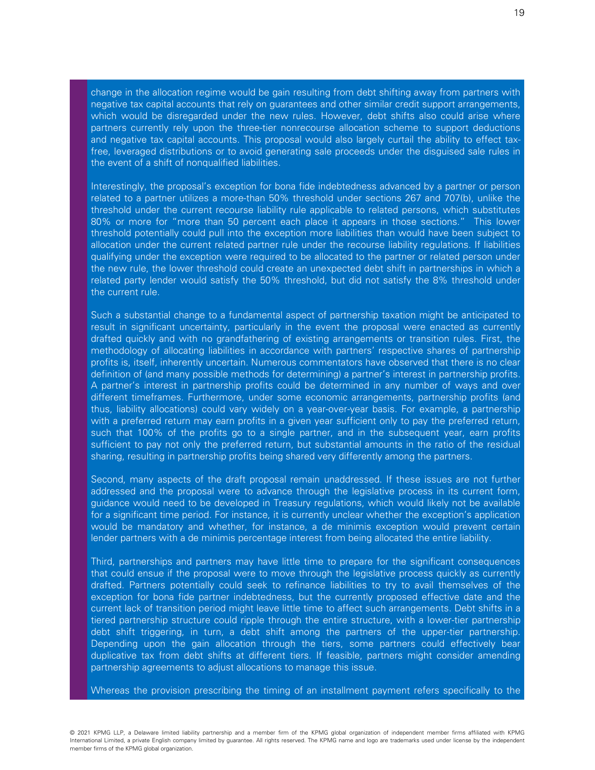change in the allocation regime would be gain resulting from debt shifting away from partners with negative tax capital accounts that rely on guarantees and other similar credit support arrangements, which would be disregarded under the new rules. However, debt shifts also could arise where partners currently rely upon the three-tier nonrecourse allocation scheme to support deductions and negative tax capital accounts. This proposal would also largely curtail the ability to effect tax-free, leveraged distributions or to avoid generating sale proceeds under the disguised sale rules in the event of a shift of nonqualified liabilities.

Interestingly, the proposal's exception for bona fide indebtedness advanced by a partner or person related to a partner utilizes a more-than 50% threshold under sections 267 and 707(b), unlike the threshold under the current recourse liability rule applicable to related persons, which substitutes 80% or more for "more than 50 percent each place it appears in those sections." This lower threshold potentially could pull into the exception more liabilities than would have been subject to allocation under the current related partner rule under the recourse liability regulations. If liabilities qualifying under the exception were required to be allocated to the partner or related person under the new rule, the lower threshold could create an unexpected debt shift in partnerships in which a related party lender would satisfy the 50% threshold, but did not satisfy the 8% threshold under the current rule.

Such a substantial change to a fundamental aspect of partnership taxation might be anticipated to result in significant uncertainty, particularly in the event the proposal were enacted as currently drafted quickly and with no grandfathering of existing arrangements or transition rules. First, the methodology of allocating liabilities in accordance with partners' respective shares of partnership profits is, itself, inherently uncertain. Numerous commentators have observed that there is no clear definition of (and many possible methods for determining) a partner's interest in partnership profits. A partner's interest in partnership profits could be determined in any number of ways and over different timeframes. Furthermore, under some economic arrangements, partnership profits (and thus, liability allocations) could vary widely on a year-over-year basis. For example, a partnership with a preferred return may earn profits in a given year sufficient only to pay the preferred return, such that 100% of the profits go to a single partner, and in the subsequent year, earn profits sufficient to pay not only the preferred return, but substantial amounts in the ratio of the residual sharing, resulting in partnership profits being shared very differently among the partners.

Second, many aspects of the draft proposal remain unaddressed. If these issues are not further addressed and the proposal were to advance through the legislative process in its current form, guidance would need to be developed in Treasury regulations, which would likely not be available for a significant time period. For instance, it is currently unclear whether the exception's application would be mandatory and whether, for instance, a de minimis exception would prevent certain lender partners with a de minimis percentage interest from being allocated the entire liability.

Third, partnerships and partners may have little time to prepare for the significant consequences that could ensue if the proposal were to move through the legislative process quickly as currently drafted. Partners potentially could seek to refinance liabilities to try to avail themselves of the exception for bona fide partner indebtedness, but the currently proposed effective date and the current lack of transition period might leave little time to affect such arrangements. Debt shifts in a tiered partnership structure could ripple through the entire structure, with a lower-tier partnership debt shift triggering, in turn, a debt shift among the partners of the upper-tier partnership. Depending upon the gain allocation through the tiers, some partners could effectively bear duplicative tax from debt shifts at different tiers. If feasible, partners might consider amending partnership agreements to adjust allocations to manage this issue.

Whereas the provision prescribing the timing of an installment payment refers specifically to the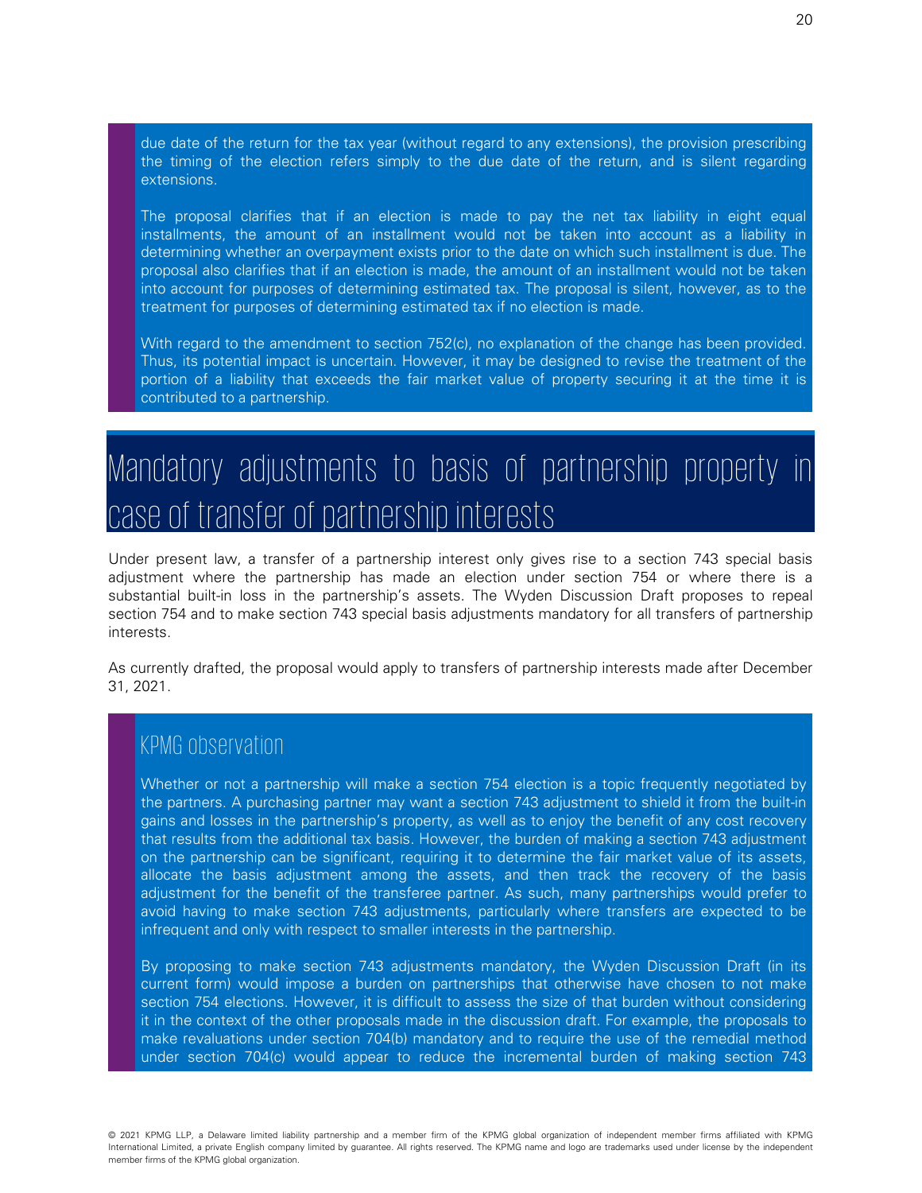due date of the return for the tax year (without regard to any extensions), the provision prescribing the timing of the election refers simply to the due date of the return, and is silent regarding extensions.

The proposal clarifies that if an election is made to pay the net tax liability in eight equal installments, the amount of an installment would not be taken into account as a liability in determining whether an overpayment exists prior to the date on which such installment is due. The proposal also clarifies that if an election is made, the amount of an installment would not be taken into account for purposes of determining estimated tax. The proposal is silent, however, as to the treatment for purposes of determining estimated tax if no election is made.

With regard to the amendment to section 752(c), no explanation of the change has been provided. Thus, its potential impact is uncertain. However, it may be designed to revise the treatment of the portion of a liability that exceeds the fair market value of property securing it at the time it is contributed to a partnership.

# Mandatory adjustments to basis of partnership property in case of transfer of partnership interests

Under present law, a transfer of a partnership interest only gives rise to a section 743 special basis adjustment where the partnership has made an election under section 754 or where there is a substantial built-in loss in the partnership's assets. The Wyden Discussion Draft proposes to repeal section 754 and to make section 743 special basis adjustments mandatory for all transfers of partnership interests.

As currently drafted, the proposal would apply to transfers of partnership interests made after December 31, 2021.

## KPMG observation

Whether or not a partnership will make a section 754 election is a topic frequently negotiated by the partners. A purchasing partner may want a section 743 adjustment to shield it from the built-in gains and losses in the partnership's property, as well as to enjoy the benefit of any cost recovery that results from the additional tax basis. However, the burden of making a section 743 adjustment on the partnership can be significant, requiring it to determine the fair market value of its assets, allocate the basis adjustment among the assets, and then track the recovery of the basis adjustment for the benefit of the transferee partner. As such, many partnerships would prefer to avoid having to make section 743 adjustments, particularly where transfers are expected to be infrequent and only with respect to smaller interests in the partnership.

By proposing to make section 743 adjustments mandatory, the Wyden Discussion Draft (in its current form) would impose a burden on partnerships that otherwise have chosen to not make section 754 elections. However, it is difficult to assess the size of that burden without considering it in the context of the other proposals made in the discussion draft. For example, the proposals to make revaluations under section 704(b) mandatory and to require the use of the remedial method under section 704(c) would appear to reduce the incremental burden of making section 743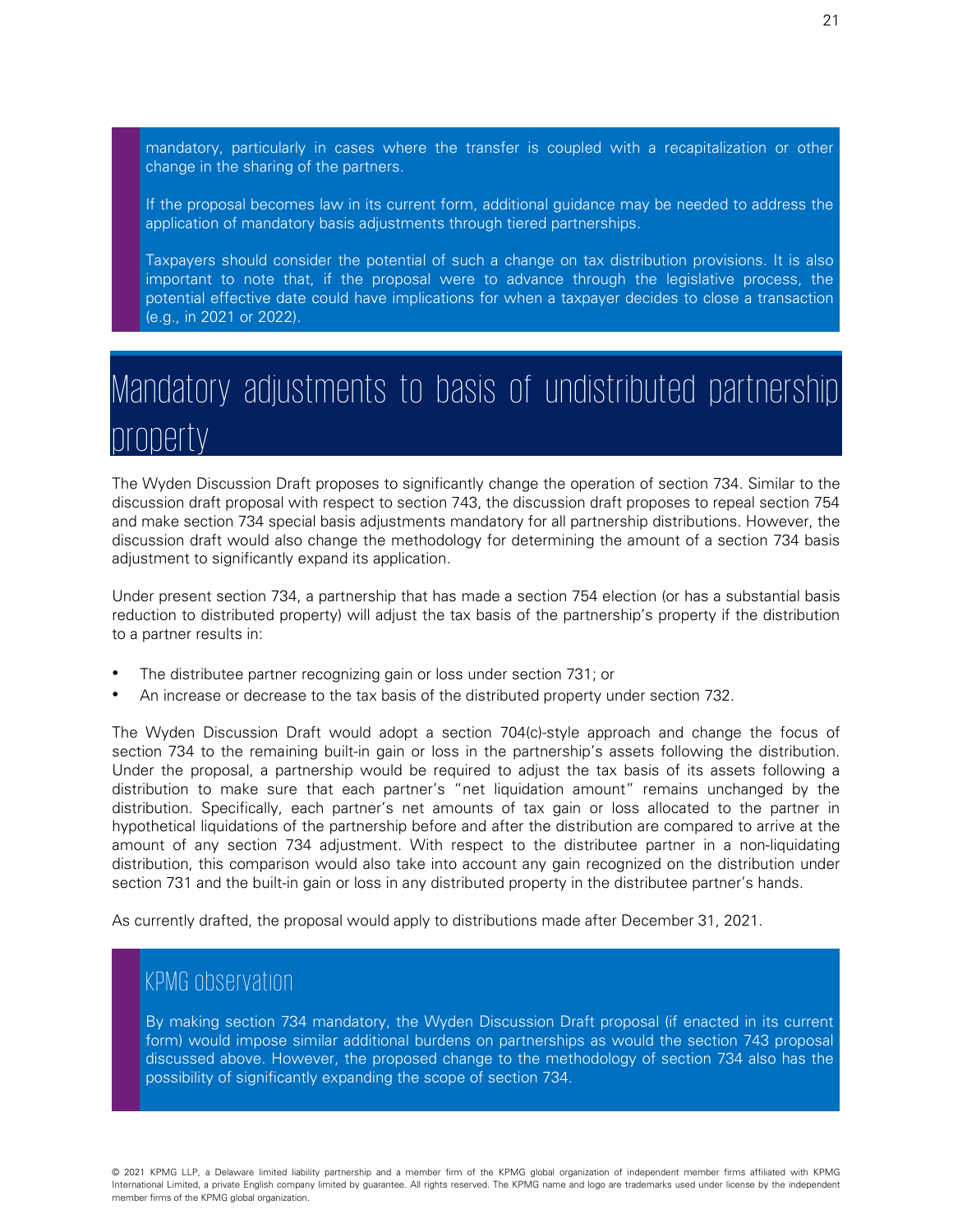mandatory, particularly in cases where the transfer is coupled with a recapitalization or other change in the sharing of the partners.

If the proposal becomes law in its current form, additional guidance may be needed to address the application of mandatory basis adjustments through tiered partnerships.

Taxpayers should consider the potential of such a change on tax distribution provisions. It is also important to note that, if the proposal were to advance through the legislative process, the potential effective date could have implications for when a taxpayer decides to close a transaction (e.g., in 2021 or 2022).

# Mandatory adjustments to basis of undistributed partnership property

The Wyden Discussion Draft proposes to significantly change the operation of section 734. Similar to the discussion draft proposal with respect to section 743, the discussion draft proposes to repeal section 754 and make section 734 special basis adjustments mandatory for all partnership distributions. However, the discussion draft would also change the methodology for determining the amount of a section 734 basis adjustment to significantly expand its application.

Under present section 734, a partnership that has made a section 754 election (or has a substantial basis reduction to distributed property) will adjust the tax basis of the partnership's property if the distribution to a partner results in:

- The distributee partner recognizing gain or loss under section 731; or
- An increase or decrease to the tax basis of the distributed property under section 732.

The Wyden Discussion Draft would adopt a section 704(c)-style approach and change the focus of section 734 to the remaining built-in gain or loss in the partnership's assets following the distribution. Under the proposal, a partnership would be required to adjust the tax basis of its assets following a distribution to make sure that each partner's "net liquidation amount" remains unchanged by the distribution. Specifically, each partner's net amounts of tax gain or loss allocated to the partner in hypothetical liquidations of the partnership before and after the distribution are compared to arrive at the amount of any section 734 adjustment. With respect to the distributee partner in a non-liquidating distribution, this comparison would also take into account any gain recognized on the distribution under section 731 and the built-in gain or loss in any distributed property in the distributee partner's hands.

As currently drafted, the proposal would apply to distributions made after December 31, 2021.

## KPMG observation

By making section 734 mandatory, the Wyden Discussion Draft proposal (if enacted in its current form) would impose similar additional burdens on partnerships as would the section 743 proposal discussed above. However, the proposed change to the methodology of section 734 also has the possibility of significantly expanding the scope of section 734.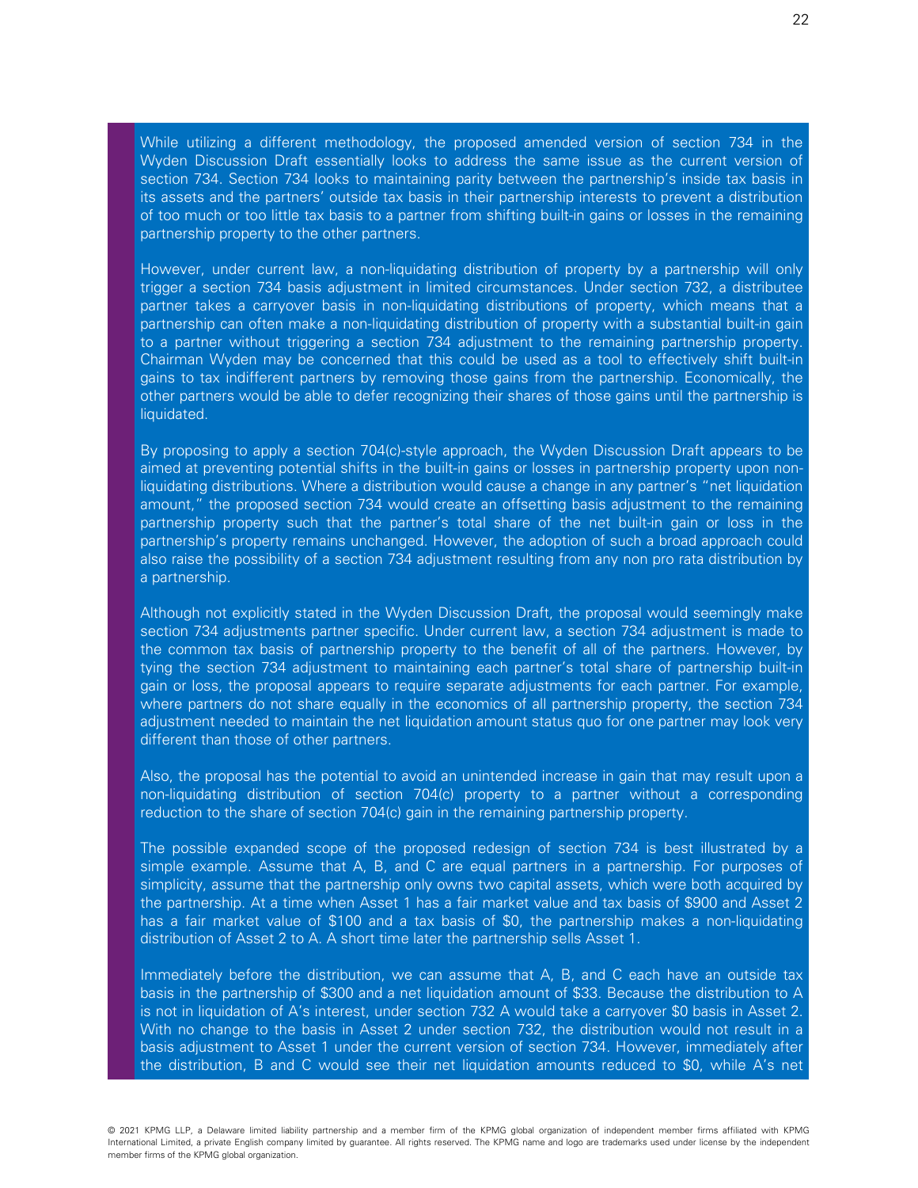While utilizing a different methodology, the proposed amended version of section 734 in the Wyden Discussion Draft essentially looks to address the same issue as the current version of section 734. Section 734 looks to maintaining parity between the partnership's inside tax basis in its assets and the partners' outside tax basis in their partnership interests to prevent a distribution of too much or too little tax basis to a partner from shifting built-in gains or losses in the remaining partnership property to the other partners.

However, under current law, a non-liquidating distribution of property by a partnership will only trigger a section 734 basis adjustment in limited circumstances. Under section 732, a distributee partner takes a carryover basis in non-liquidating distributions of property, which means that a partnership can often make a non-liquidating distribution of property with a substantial built-in gain to a partner without triggering a section 734 adjustment to the remaining partnership property. Chairman Wyden may be concerned that this could be used as a tool to effectively shift built-in gains to tax indifferent partners by removing those gains from the partnership. Economically, the other partners would be able to defer recognizing their shares of those gains until the partnership is liquidated.

By proposing to apply a section 704(c)-style approach, the Wyden Discussion Draft appears to be aimed at preventing potential shifts in the built-in gains or losses in partnership property upon non-liquidating distributions. Where a distribution would cause a change in any partner's "net liquidation amount," the proposed section 734 would create an offsetting basis adjustment to the remaining partnership property such that the partner's total share of the net built-in gain or loss in the partnership's property remains unchanged. However, the adoption of such a broad approach could also raise the possibility of a section 734 adjustment resulting from any non pro rata distribution by a partnership.

Although not explicitly stated in the Wyden Discussion Draft, the proposal would seemingly make section 734 adjustments partner specific. Under current law, a section 734 adjustment is made to the common tax basis of partnership property to the benefit of all of the partners. However, by tying the section 734 adjustment to maintaining each partner's total share of partnership built-in gain or loss, the proposal appears to require separate adjustments for each partner. For example, where partners do not share equally in the economics of all partnership property, the section 734 adjustment needed to maintain the net liquidation amount status quo for one partner may look very different than those of other partners.

Also, the proposal has the potential to avoid an unintended increase in gain that may result upon a non-liquidating distribution of section 704(c) property to a partner without a corresponding reduction to the share of section 704(c) gain in the remaining partnership property.

The possible expanded scope of the proposed redesign of section 734 is best illustrated by a simple example. Assume that A, B, and C are equal partners in a partnership. For purposes of simplicity, assume that the partnership only owns two capital assets, which were both acquired by the partnership. At a time when Asset 1 has a fair market value and tax basis of $900 and Asset 2 has a fair market value of $100 and a tax basis of $0, the partnership makes a non-liquidating distribution of Asset 2 to A. A short time later the partnership sells Asset 1.

Immediately before the distribution, we can assume that A, B, and C each have an outside tax basis in the partnership of $300 and a net liquidation amount of $33. Because the distribution to A is not in liquidation of A's interest, under section 732 A would take a carryover $0 basis in Asset 2. With no change to the basis in Asset 2 under section 732, the distribution would not result in a basis adjustment to Asset 1 under the current version of section 734. However, immediately after the distribution, B and C would see their net liquidation amounts reduced to $0, while A's net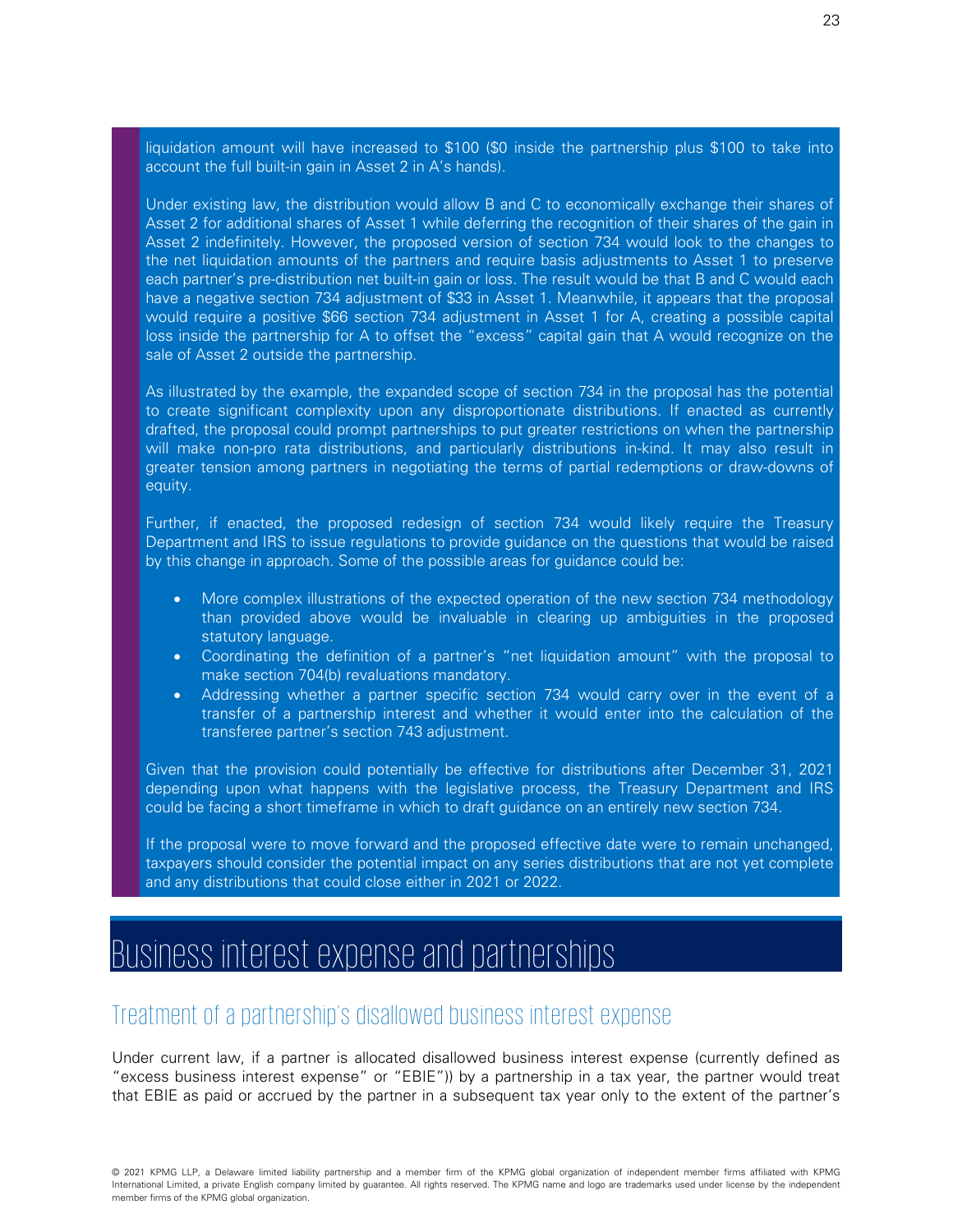liquidation amount will have increased to $100 ($0 inside the partnership plus $100 to take into account the full built-in gain in Asset 2 in A's hands).

Under existing law, the distribution would allow B and C to economically exchange their shares of Asset 2 for additional shares of Asset 1 while deferring the recognition of their shares of the gain in Asset 2 indefinitely. However, the proposed version of section 734 would look to the changes to the net liquidation amounts of the partners and require basis adjustments to Asset 1 to preserve each partner's pre-distribution net built-in gain or loss. The result would be that B and C would each have a negative section 734 adjustment of $33 in Asset 1. Meanwhile, it appears that the proposal would require a positive $66 section 734 adjustment in Asset 1 for A, creating a possible capital loss inside the partnership for A to offset the "excess" capital gain that A would recognize on the sale of Asset 2 outside the partnership.

As illustrated by the example, the expanded scope of section 734 in the proposal has the potential to create significant complexity upon any disproportionate distributions. If enacted as currently drafted, the proposal could prompt partnerships to put greater restrictions on when the partnership will make non-pro rata distributions, and particularly distributions in-kind. It may also result in greater tension among partners in negotiating the terms of partial redemptions or draw-downs of equity.

Further, if enacted, the proposed redesign of section 734 would likely require the Treasury Department and IRS to issue regulations to provide guidance on the questions that would be raised by this change in approach. Some of the possible areas for guidance could be:

- More complex illustrations of the expected operation of the new section 734 methodology than provided above would be invaluable in clearing up ambiguities in the proposed statutory language.
- Coordinating the definition of a partner's "net liquidation amount" with the proposal to make section 704(b) revaluations mandatory.
- Addressing whether a partner specific section 734 would carry over in the event of a transfer of a partnership interest and whether it would enter into the calculation of the transferee partner's section 743 adjustment.

Given that the provision could potentially be effective for distributions after December 31, 2021 depending upon what happens with the legislative process, the Treasury Department and IRS could be facing a short timeframe in which to draft guidance on an entirely new section 734.

If the proposal were to move forward and the proposed effective date were to remain unchanged, taxpayers should consider the potential impact on any series distributions that are not yet complete and any distributions that could close either in 2021 or 2022.

# Business interest expense and partnerships

## Treatment of a partnership's disallowed business interest expense

Under current law, if a partner is allocated disallowed business interest expense (currently defined as "excess business interest expense" or "EBIE")) by a partnership in a tax year, the partner would treat that EBIE as paid or accrued by the partner in a subsequent tax year only to the extent of the partner's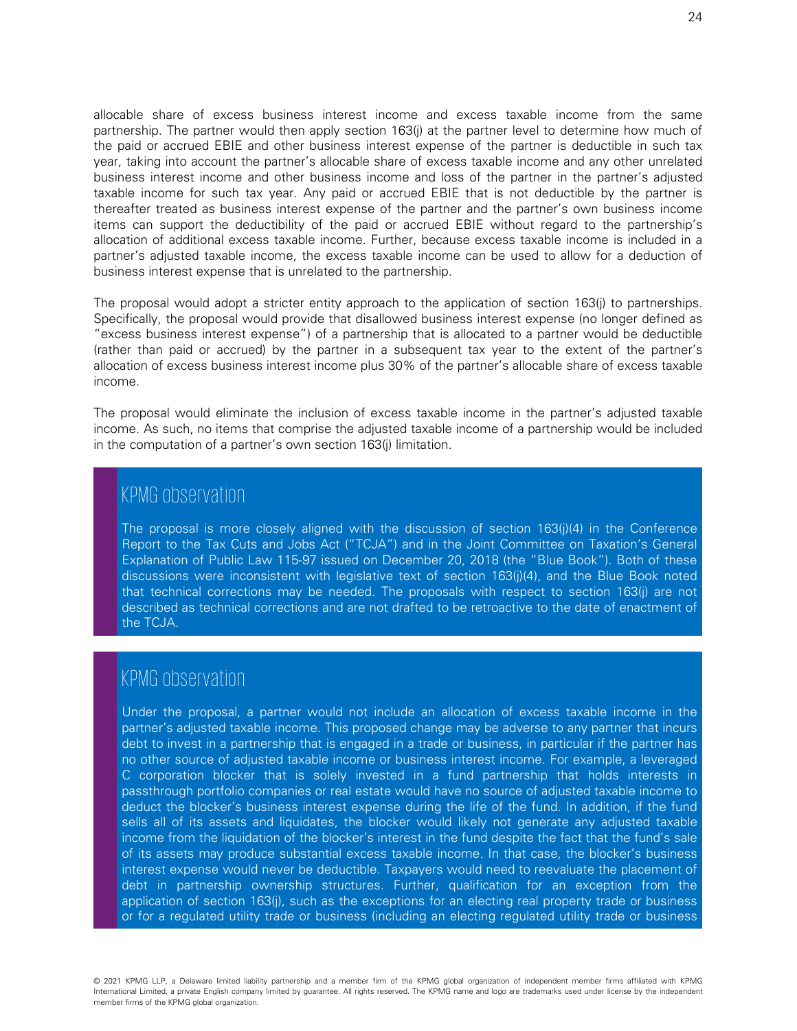allocable share of excess business interest income and excess taxable income from the same partnership. The partner would then apply section 163(j) at the partner level to determine how much of the paid or accrued EBIE and other business interest expense of the partner is deductible in such tax year, taking into account the partner's allocable share of excess taxable income and any other unrelated business interest income and other business income and loss of the partner in the partner's adjusted taxable income for such tax year. Any paid or accrued EBIE that is not deductible by the partner is thereafter treated as business interest expense of the partner and the partner's own business income items can support the deductibility of the paid or accrued EBIE without regard to the partnership's allocation of additional excess taxable income. Further, because excess taxable income is included in a partner's adjusted taxable income, the excess taxable income can be used to allow for a deduction of business interest expense that is unrelated to the partnership.

The proposal would adopt a stricter entity approach to the application of section 163(j) to partnerships. Specifically, the proposal would provide that disallowed business interest expense (no longer defined as "excess business interest expense") of a partnership that is allocated to a partner would be deductible (rather than paid or accrued) by the partner in a subsequent tax year to the extent of the partner's allocation of excess business interest income plus 30% of the partner's allocable share of excess taxable income.

The proposal would eliminate the inclusion of excess taxable income in the partner's adjusted taxable income. As such, no items that comprise the adjusted taxable income of a partnership would be included in the computation of a partner's own section 163(j) limitation.

## KPMG observation

The proposal is more closely aligned with the discussion of section 163(j)(4) in the Conference Report to the Tax Cuts and Jobs Act ("TCJA") and in the Joint Committee on Taxation's General Explanation of Public Law 115-97 issued on December 20, 2018 (the "Blue Book"). Both of these discussions were inconsistent with legislative text of section 163(j)(4), and the Blue Book noted that technical corrections may be needed. The proposals with respect to section 163(j) are not described as technical corrections and are not drafted to be retroactive to the date of enactment of the TCJA.

## KPMG observation

Under the proposal, a partner would not include an allocation of excess taxable income in the partner's adjusted taxable income. This proposed change may be adverse to any partner that incurs debt to invest in a partnership that is engaged in a trade or business, in particular if the partner has no other source of adjusted taxable income or business interest income. For example, a leveraged C corporation blocker that is solely invested in a fund partnership that holds interests in passthrough portfolio companies or real estate would have no source of adjusted taxable income to deduct the blocker's business interest expense during the life of the fund. In addition, if the fund sells all of its assets and liquidates, the blocker would likely not generate any adjusted taxable income from the liquidation of the blocker's interest in the fund despite the fact that the fund's sale of its assets may produce substantial excess taxable income. In that case, the blocker's business interest expense would never be deductible. Taxpayers would need to reevaluate the placement of debt in partnership ownership structures. Further, qualification for an exception from the application of section 163(j), such as the exceptions for an electing real property trade or business or for a regulated utility trade or business (including an electing regulated utility trade or business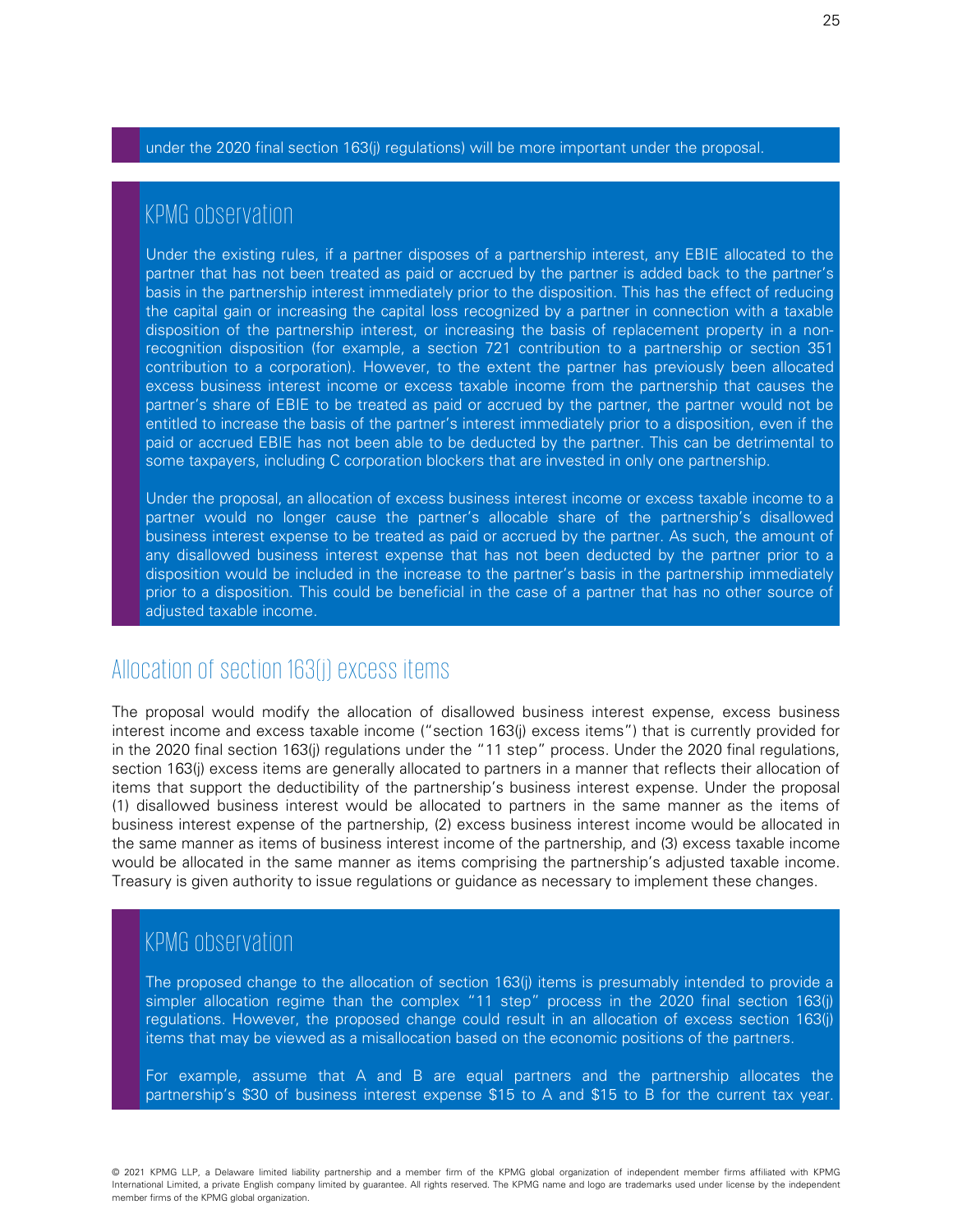under the 2020 final section 163(j) regulations) will be more important under the proposal.

## KPMG observation

Under the existing rules, if a partner disposes of a partnership interest, any EBIE allocated to the partner that has not been treated as paid or accrued by the partner is added back to the partner's basis in the partnership interest immediately prior to the disposition. This has the effect of reducing the capital gain or increasing the capital loss recognized by a partner in connection with a taxable disposition of the partnership interest, or increasing the basis of replacement property in a non-recognition disposition (for example, a section 721 contribution to a partnership or section 351 contribution to a corporation). However, to the extent the partner has previously been allocated excess business interest income or excess taxable income from the partnership that causes the partner's share of EBIE to be treated as paid or accrued by the partner, the partner would not be entitled to increase the basis of the partner's interest immediately prior to a disposition, even if the paid or accrued EBIE has not been able to be deducted by the partner. This can be detrimental to some taxpayers, including C corporation blockers that are invested in only one partnership.

Under the proposal, an allocation of excess business interest income or excess taxable income to a partner would no longer cause the partner's allocable share of the partnership's disallowed business interest expense to be treated as paid or accrued by the partner. As such, the amount of any disallowed business interest expense that has not been deducted by the partner prior to a disposition would be included in the increase to the partner's basis in the partnership immediately prior to a disposition. This could be beneficial in the case of a partner that has no other source of adjusted taxable income.

## Allocation of section 163(j) excess items

The proposal would modify the allocation of disallowed business interest expense, excess business interest income and excess taxable income ("section 163(j) excess items") that is currently provided for in the 2020 final section 163(j) regulations under the "11 step" process. Under the 2020 final regulations, section 163(j) excess items are generally allocated to partners in a manner that reflects their allocation of items that support the deductibility of the partnership's business interest expense. Under the proposal (1) disallowed business interest would be allocated to partners in the same manner as the items of business interest expense of the partnership, (2) excess business interest income would be allocated in the same manner as items of business interest income of the partnership, and (3) excess taxable income would be allocated in the same manner as items comprising the partnership's adjusted taxable income. Treasury is given authority to issue regulations or guidance as necessary to implement these changes.

## KPMG observation

The proposed change to the allocation of section 163(j) items is presumably intended to provide a simpler allocation regime than the complex "11 step" process in the 2020 final section 163(j) regulations. However, the proposed change could result in an allocation of excess section 163(j) items that may be viewed as a misallocation based on the economic positions of the partners.

For example, assume that A and B are equal partners and the partnership allocates the partnership's $30 of business interest expense $15 to A and $15 to B for the current tax year.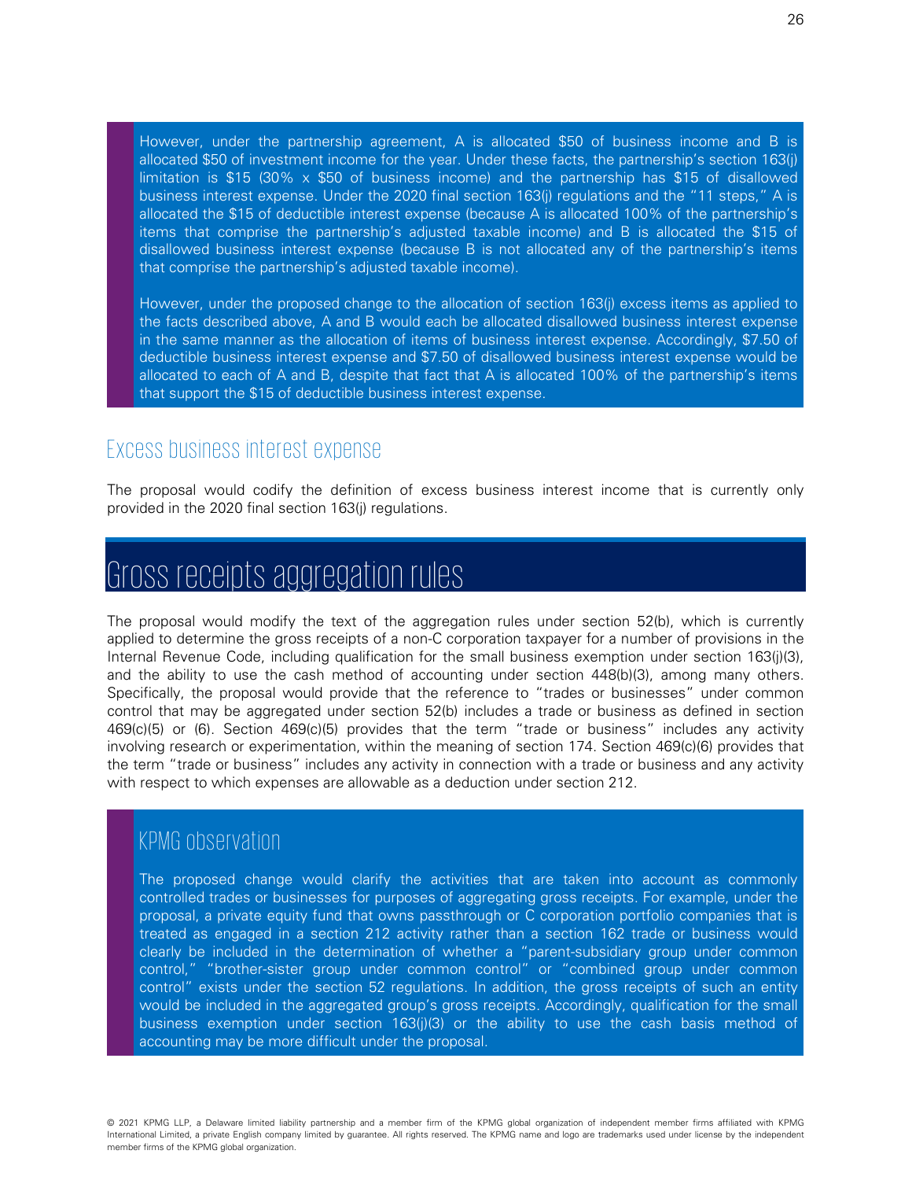However, under the partnership agreement, A is allocated $50 of business income and B is allocated $50 of investment income for the year. Under these facts, the partnership's section 163(j) limitation is $15 (30% x $50 of business income) and the partnership has $15 of disallowed business interest expense. Under the 2020 final section 163(j) regulations and the "11 steps," A is allocated the $15 of deductible interest expense (because A is allocated 100% of the partnership's items that comprise the partnership's adjusted taxable income) and B is allocated the $15 of disallowed business interest expense (because B is not allocated any of the partnership's items that comprise the partnership's adjusted taxable income).

However, under the proposed change to the allocation of section 163(j) excess items as applied to the facts described above, A and B would each be allocated disallowed business interest expense in the same manner as the allocation of items of business interest expense. Accordingly, $7.50 of deductible business interest expense and $7.50 of disallowed business interest expense would be allocated to each of A and B, despite that fact that A is allocated 100% of the partnership's items that support the $15 of deductible business interest expense.

## Excess business interest expense

The proposal would codify the definition of excess business interest income that is currently only provided in the 2020 final section 163(j) regulations.

# Gross receipts aggregation rules

The proposal would modify the text of the aggregation rules under section 52(b), which is currently applied to determine the gross receipts of a non-C corporation taxpayer for a number of provisions in the Internal Revenue Code, including qualification for the small business exemption under section 163(j)(3), and the ability to use the cash method of accounting under section 448(b)(3), among many others. Specifically, the proposal would provide that the reference to "trades or businesses" under common control that may be aggregated under section 52(b) includes a trade or business as defined in section 469(c)(5) or (6). Section 469(c)(5) provides that the term "trade or business" includes any activity involving research or experimentation, within the meaning of section 174. Section 469(c)(6) provides that the term "trade or business" includes any activity in connection with a trade or business and any activity with respect to which expenses are allowable as a deduction under section 212.

## KPMG observation

The proposed change would clarify the activities that are taken into account as commonly controlled trades or businesses for purposes of aggregating gross receipts. For example, under the proposal, a private equity fund that owns passthrough or C corporation portfolio companies that is treated as engaged in a section 212 activity rather than a section 162 trade or business would clearly be included in the determination of whether a "parent-subsidiary group under common control," "brother-sister group under common control" or "combined group under common control" exists under the section 52 regulations. In addition, the gross receipts of such an entity would be included in the aggregated group's gross receipts. Accordingly, qualification for the small business exemption under section 163(j)(3) or the ability to use the cash basis method of accounting may be more difficult under the proposal.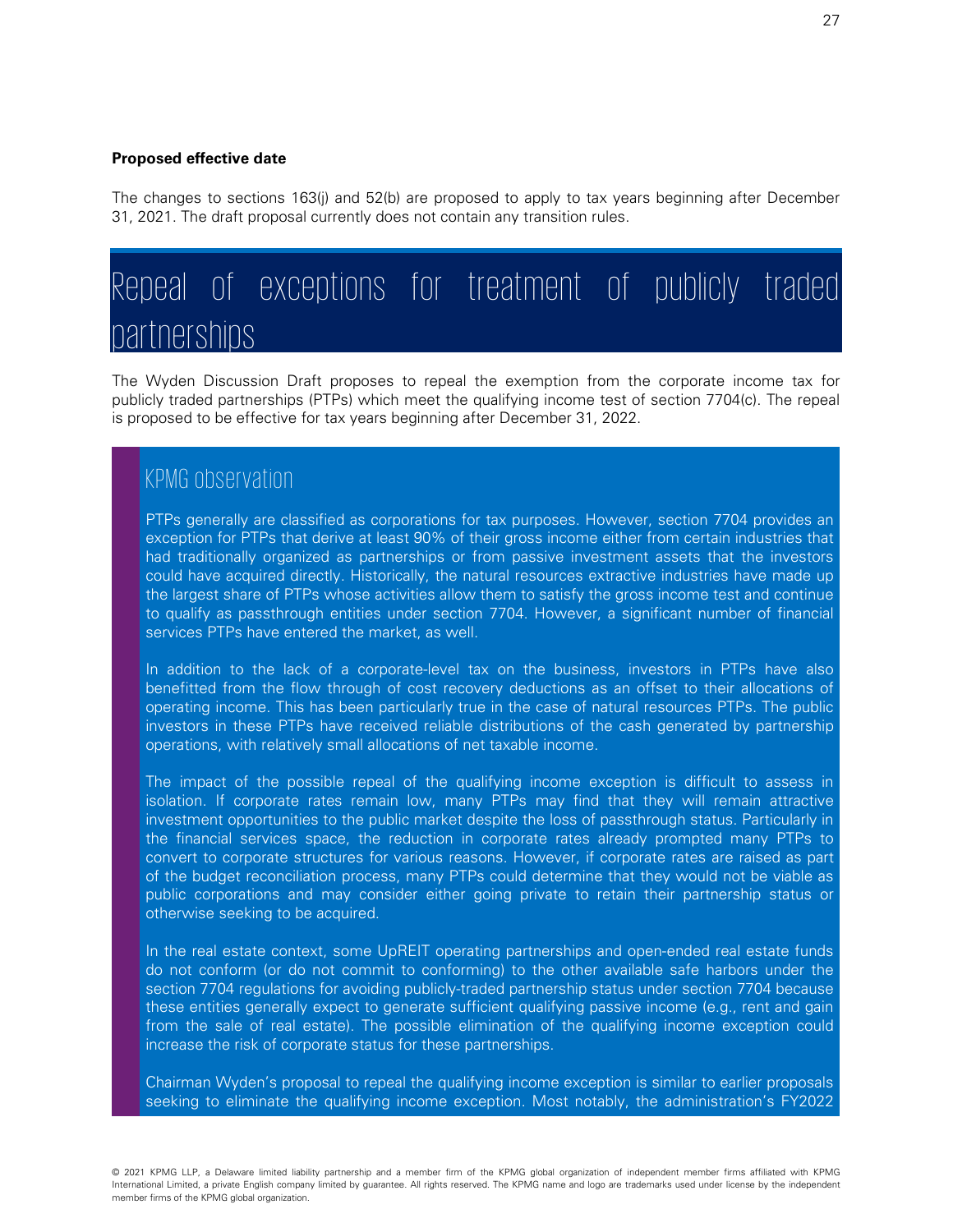**Proposed effective date**

The changes to sections 163(j) and 52(b) are proposed to apply to tax years beginning after December 31, 2021. The draft proposal currently does not contain any transition rules.

# Repeal of exceptions for treatment of publicly traded partnerships

The Wyden Discussion Draft proposes to repeal the exemption from the corporate income tax for publicly traded partnerships (PTPs) which meet the qualifying income test of section 7704(c). The repeal is proposed to be effective for tax years beginning after December 31, 2022.

## KPMG observation

PTPs generally are classified as corporations for tax purposes. However, section 7704 provides an exception for PTPs that derive at least 90% of their gross income either from certain industries that had traditionally organized as partnerships or from passive investment assets that the investors could have acquired directly. Historically, the natural resources extractive industries have made up the largest share of PTPs whose activities allow them to satisfy the gross income test and continue to qualify as passthrough entities under section 7704. However, a significant number of financial services PTPs have entered the market, as well.

In addition to the lack of a corporate-level tax on the business, investors in PTPs have also benefitted from the flow through of cost recovery deductions as an offset to their allocations of operating income. This has been particularly true in the case of natural resources PTPs. The public investors in these PTPs have received reliable distributions of the cash generated by partnership operations, with relatively small allocations of net taxable income.

The impact of the possible repeal of the qualifying income exception is difficult to assess in isolation. If corporate rates remain low, many PTPs may find that they will remain attractive investment opportunities to the public market despite the loss of passthrough status. Particularly in the financial services space, the reduction in corporate rates already prompted many PTPs to convert to corporate structures for various reasons. However, if corporate rates are raised as part of the budget reconciliation process, many PTPs could determine that they would not be viable as public corporations and may consider either going private to retain their partnership status or otherwise seeking to be acquired.

In the real estate context, some UpREIT operating partnerships and open-ended real estate funds do not conform (or do not commit to conforming) to the other available safe harbors under the section 7704 regulations for avoiding publicly-traded partnership status under section 7704 because these entities generally expect to generate sufficient qualifying passive income (e.g., rent and gain from the sale of real estate). The possible elimination of the qualifying income exception could increase the risk of corporate status for these partnerships.

Chairman Wyden's proposal to repeal the qualifying income exception is similar to earlier proposals seeking to eliminate the qualifying income exception. Most notably, the administration's FY2022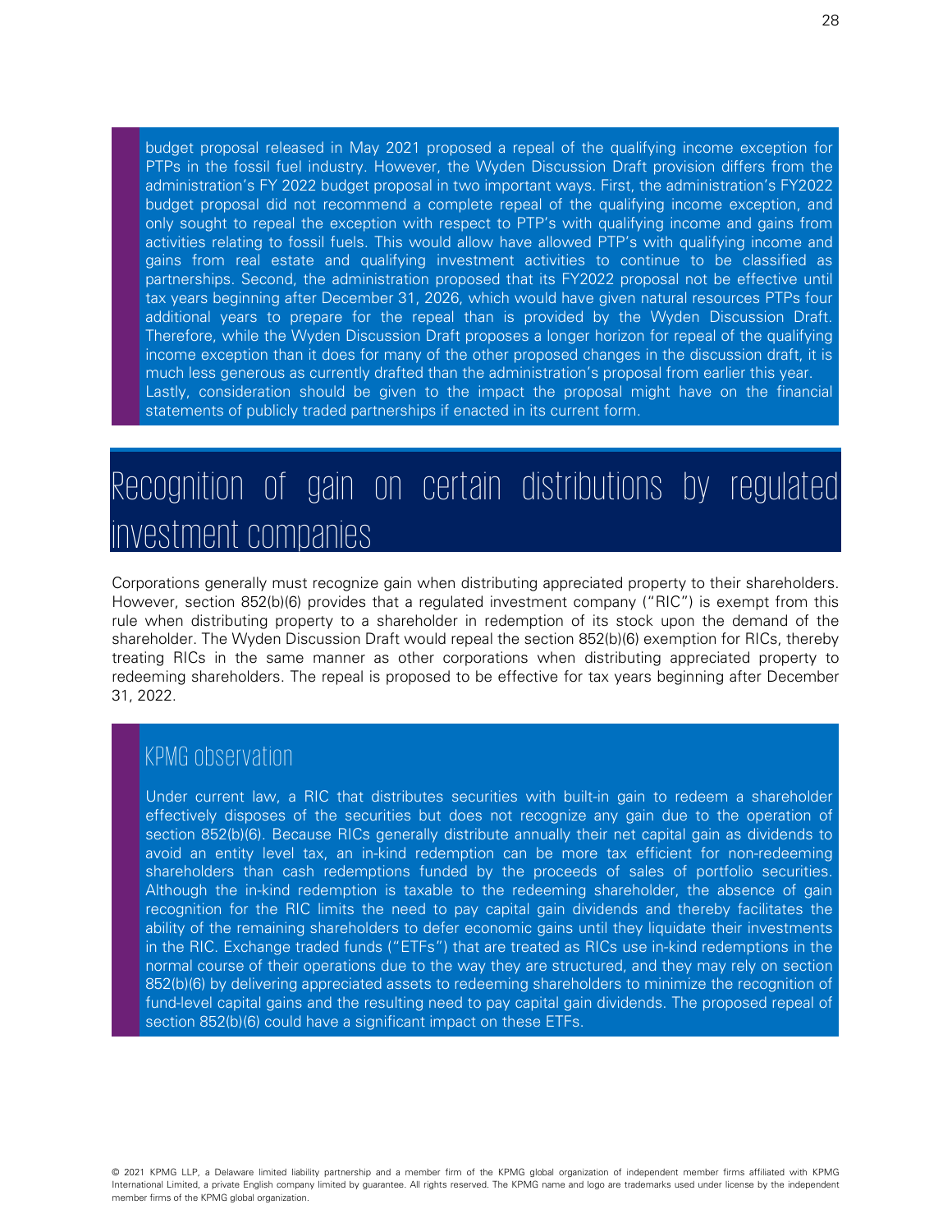budget proposal released in May 2021 proposed a repeal of the qualifying income exception for PTPs in the fossil fuel industry. However, the Wyden Discussion Draft provision differs from the administration's FY 2022 budget proposal in two important ways. First, the administration's FY2022 budget proposal did not recommend a complete repeal of the qualifying income exception, and only sought to repeal the exception with respect to PTP's with qualifying income and gains from activities relating to fossil fuels. This would allow have allowed PTP's with qualifying income and gains from real estate and qualifying investment activities to continue to be classified as partnerships. Second, the administration proposed that its FY2022 proposal not be effective until tax years beginning after December 31, 2026, which would have given natural resources PTPs four additional years to prepare for the repeal than is provided by the Wyden Discussion Draft. Therefore, while the Wyden Discussion Draft proposes a longer horizon for repeal of the qualifying income exception than it does for many of the other proposed changes in the discussion draft, it is much less generous as currently drafted than the administration's proposal from earlier this year.
Lastly, consideration should be given to the impact the proposal might have on the financial statements of publicly traded partnerships if enacted in its current form.

# Recognition of gain on certain distributions by regulated investment companies

Corporations generally must recognize gain when distributing appreciated property to their shareholders. However, section 852(b)(6) provides that a regulated investment company ("RIC") is exempt from this rule when distributing property to a shareholder in redemption of its stock upon the demand of the shareholder. The Wyden Discussion Draft would repeal the section 852(b)(6) exemption for RICs, thereby treating RICs in the same manner as other corporations when distributing appreciated property to redeeming shareholders. The repeal is proposed to be effective for tax years beginning after December 31, 2022.

## KPMG observation

Under current law, a RIC that distributes securities with built-in gain to redeem a shareholder effectively disposes of the securities but does not recognize any gain due to the operation of section 852(b)(6). Because RICs generally distribute annually their net capital gain as dividends to avoid an entity level tax, an in-kind redemption can be more tax efficient for non-redeeming shareholders than cash redemptions funded by the proceeds of sales of portfolio securities. Although the in-kind redemption is taxable to the redeeming shareholder, the absence of gain recognition for the RIC limits the need to pay capital gain dividends and thereby facilitates the ability of the remaining shareholders to defer economic gains until they liquidate their investments in the RIC. Exchange traded funds ("ETFs") that are treated as RICs use in-kind redemptions in the normal course of their operations due to the way they are structured, and they may rely on section 852(b)(6) by delivering appreciated assets to redeeming shareholders to minimize the recognition of fund-level capital gains and the resulting need to pay capital gain dividends. The proposed repeal of section 852(b)(6) could have a significant impact on these ETFs.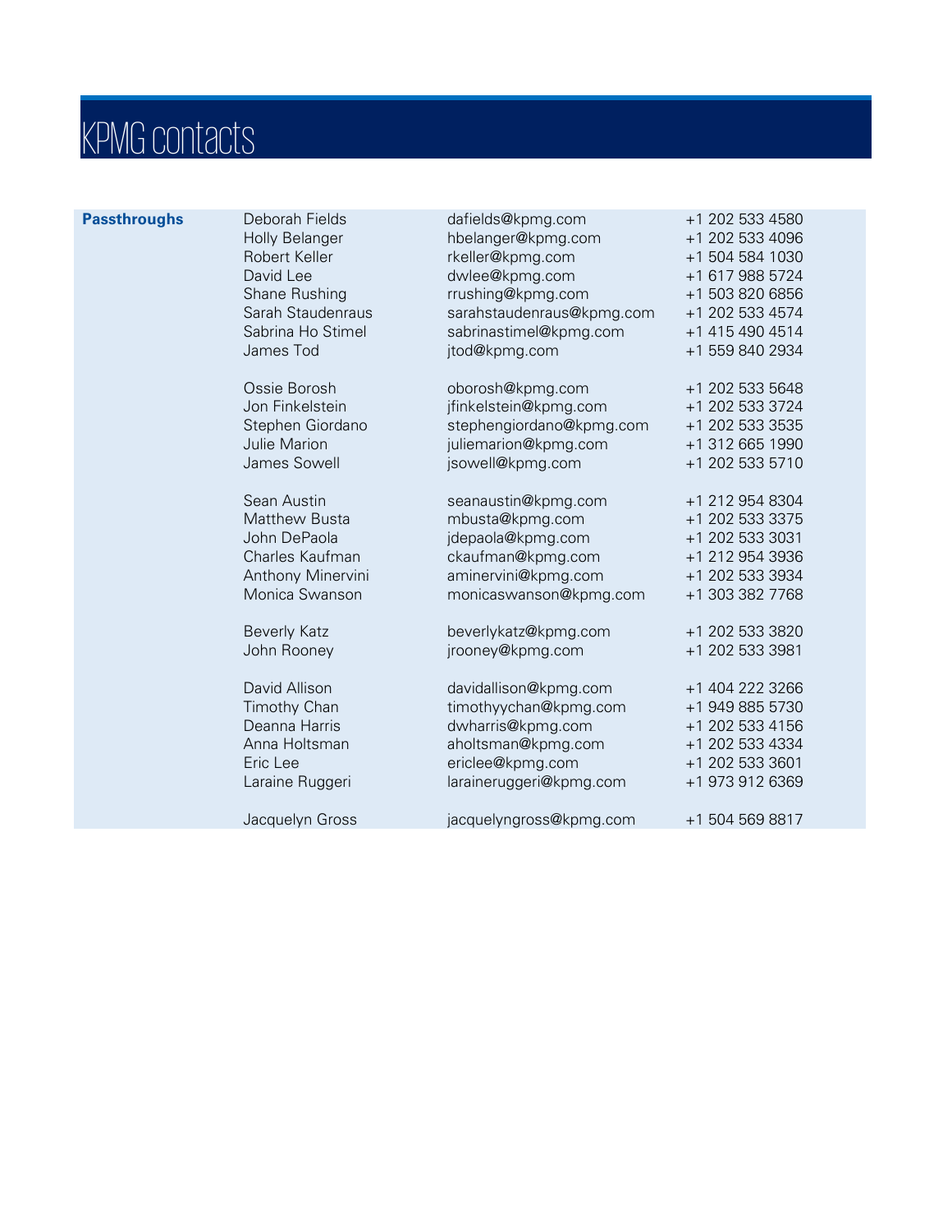# KPMG contacts

| | | | |
|---|---|---|---|
| **Passthroughs** | Deborah Fields | dafields@kpmg.com | +1 202 533 4580 |
| | Holly Belanger | hbelanger@kpmg.com | +1 202 533 4096 |
| | Robert Keller | rkeller@kpmg.com | +1 504 584 1030 |
| | David Lee | dwlee@kpmg.com | +1 617 988 5724 |
| | Shane Rushing | rrushing@kpmg.com | +1 503 820 6856 |
| | Sarah Staudenraus | sarahstaudenraus@kpmg.com | +1 202 533 4574 |
| | Sabrina Ho Stimel | sabrinastimel@kpmg.com | +1 415 490 4514 |
| | James Tod | jtod@kpmg.com | +1 559 840 2934 |
| | | | |
| | Ossie Borosh | oborosh@kpmg.com | +1 202 533 5648 |
| | Jon Finkelstein | jfinkelstein@kpmg.com | +1 202 533 3724 |
| | Stephen Giordano | stephengiordano@kpmg.com | +1 202 533 3535 |
| | Julie Marion | juliemarion@kpmg.com | +1 312 665 1990 |
| | James Sowell | jsowell@kpmg.com | +1 202 533 5710 |
| | | | |
| | Sean Austin | seanaustin@kpmg.com | +1 212 954 8304 |
| | Matthew Busta | mbusta@kpmg.com | +1 202 533 3375 |
| | John DePaola | jdepaola@kpmg.com | +1 202 533 3031 |
| | Charles Kaufman | ckaufman@kpmg.com | +1 212 954 3936 |
| | Anthony Minervini | aminervini@kpmg.com | +1 202 533 3934 |
| | Monica Swanson | monicaswanson@kpmg.com | +1 303 382 7768 |
| | | | |
| | Beverly Katz | beverlykatz@kpmg.com | +1 202 533 3820 |
| | John Rooney | jrooney@kpmg.com | +1 202 533 3981 |
| | | | |
| | David Allison | davidallison@kpmg.com | +1 404 222 3266 |
| | Timothy Chan | timothyychan@kpmg.com | +1 949 885 5730 |
| | Deanna Harris | dwharris@kpmg.com | +1 202 533 4156 |
| | Anna Holtsman | aholtsman@kpmg.com | +1 202 533 4334 |
| | Eric Lee | ericlee@kpmg.com | +1 202 533 3601 |
| | Laraine Ruggeri | laraineruggeri@kpmg.com | +1 973 912 6369 |
| | | | |
| | Jacquelyn Gross | jacquelyngross@kpmg.com | +1 504 569 8817 |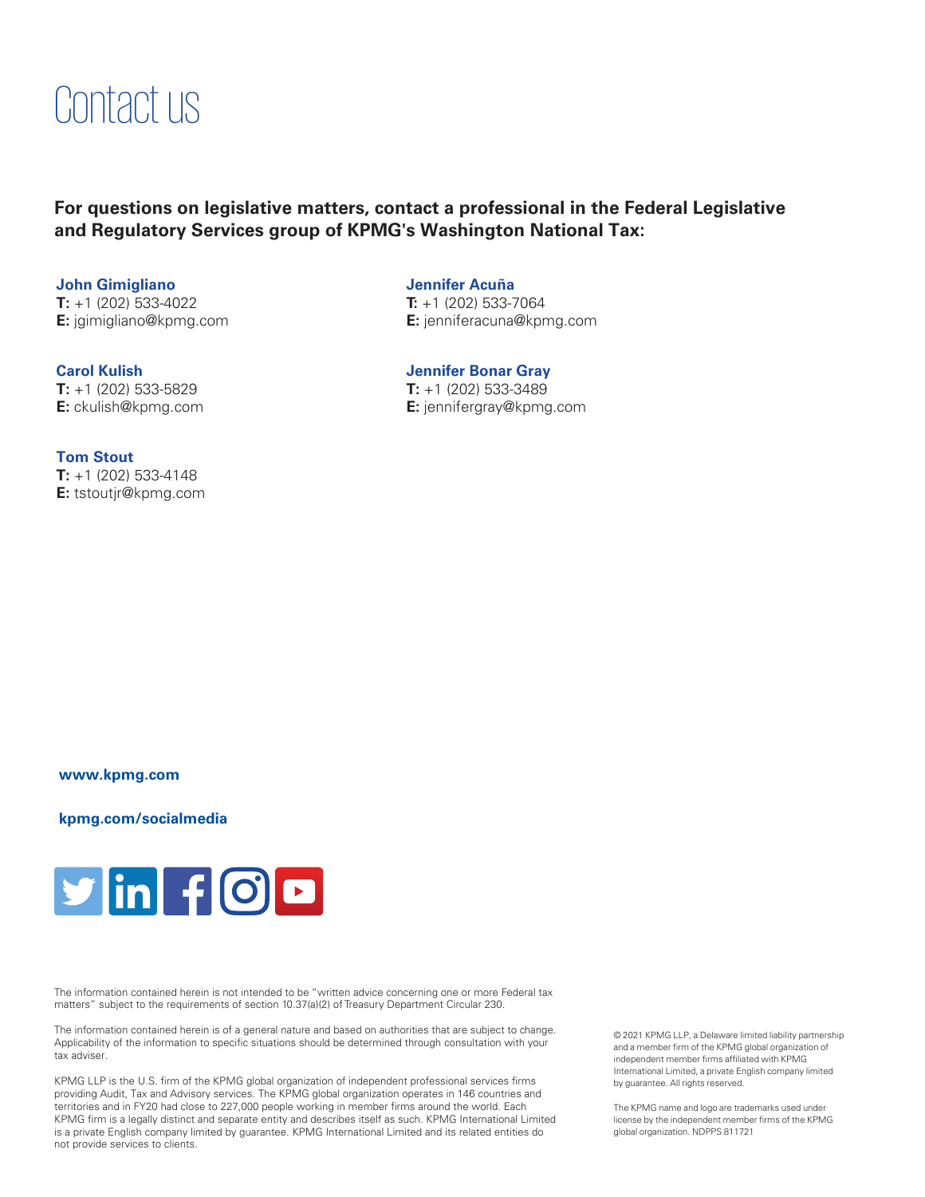# Contact us

**For questions on legislative matters, contact a professional in the Federal Legislative and Regulatory Services group of KPMG's Washington National Tax:**

**John Gimigliano**
**T:** +1 (202) 533-4022
**E:** jgimigliano@kpmg.com

**Carol Kulish**
**T:** +1 (202) 533-5829
**E:** ckulish@kpmg.com

**Tom Stout**
**T:** +1 (202) 533-4148
**E:** tstoutjr@kpmg.com

**Jennifer Acuña**
**T:** +1 (202) 533-7064
**E:** jenniferacuna@kpmg.com

**Jennifer Bonar Gray**
**T:** +1 (202) 533-3489
**E:** jennifergray@kpmg.com

**www.kpmg.com**

**kpmg.com/socialmedia**

The information contained herein is not intended to be "written advice concerning one or more Federal tax matters" subject to the requirements of section 10.37(a)(2) of Treasury Department Circular 230.

The information contained herein is of a general nature and based on authorities that are subject to change. Applicability of the information to specific situations should be determined through consultation with your tax adviser.

KPMG LLP is the U.S. firm of the KPMG global organization of independent professional services firms providing Audit, Tax and Advisory services. The KPMG global organization operates in 146 countries and territories and in FY20 had close to 227,000 people working in member firms around the world. Each KPMG firm is a legally distinct and separate entity and describes itself as such. KPMG International Limited is a private English company limited by guarantee. KPMG International Limited and its related entities do not provide services to clients.

© 2021 KPMG LLP, a Delaware limited liability partnership and a member firm of the KPMG global organization of independent member firms affiliated with KPMG International Limited, a private English company limited by guarantee. All rights reserved.

The KPMG name and logo are trademarks used under license by the independent member firms of the KPMG global organization. NDPPS 811721